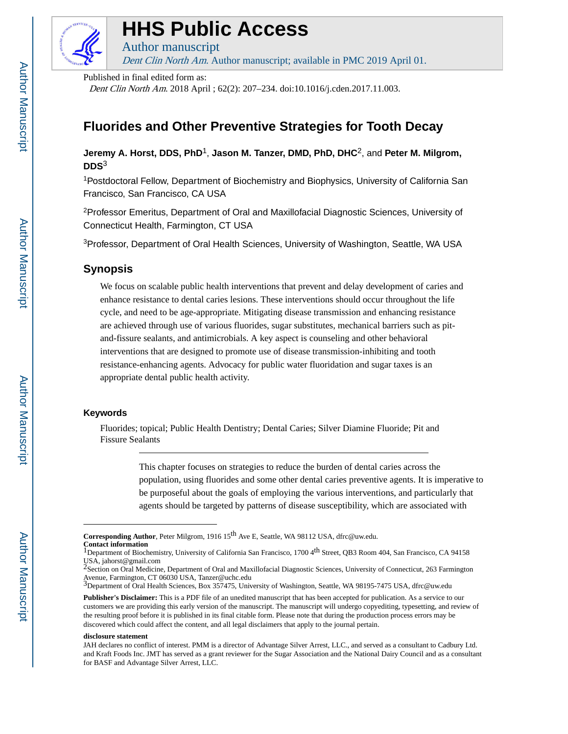# HHS Public Access

Author manuscript

*Dent Clin North Am*. Author manuscript; available in PMC 2019 April 01.

Published in final edited form as:

*Dent Clin North Am*. 2018 April ; 62(2): 207–234. doi:10.1016/j.cden.2017.11.003.

# Fluorides and Other Preventive Strategies for Tooth Decay

**Jeremy A. Horst, DDS, PhD**[1], **Jason M. Tanzer, DMD, PhD, DHC**[2], and **Peter M. Milgrom, DDS**[3]

[1]Postdoctoral Fellow, Department of Biochemistry and Biophysics, University of California San Francisco, San Francisco, CA USA

[2]Professor Emeritus, Department of Oral and Maxillofacial Diagnostic Sciences, University of Connecticut Health, Farmington, CT USA

[3]Professor, Department of Oral Health Sciences, University of Washington, Seattle, WA USA

## Synopsis

We focus on scalable public health interventions that prevent and delay development of caries and enhance resistance to dental caries lesions. These interventions should occur throughout the life cycle, and need to be age-appropriate. Mitigating disease transmission and enhancing resistance are achieved through use of various fluorides, sugar substitutes, mechanical barriers such as pit-and-fissure sealants, and antimicrobials. A key aspect is counseling and other behavioral interventions that are designed to promote use of disease transmission-inhibiting and tooth resistance-enhancing agents. Advocacy for public water fluoridation and sugar taxes is an appropriate dental public health activity.

### Keywords

Fluorides; topical; Public Health Dentistry; Dental Caries; Silver Diamine Fluoride; Pit and Fissure Sealants

---

This chapter focuses on strategies to reduce the burden of dental caries across the population, using fluorides and some other dental caries preventive agents. It is imperative to be purposeful about the goals of employing the various interventions, and particularly that agents should be targeted by patterns of disease susceptibility, which are associated with

---

**Corresponding Author**, Peter Milgrom, 1916 15th Ave E, Seattle, WA 98112 USA, dfrc@uw.edu.
**Contact information**
[1]Department of Biochemistry, University of California San Francisco, 1700 4th Street, QB3 Room 404, San Francisco, CA 94158 USA, jahorst@gmail.com
[2]Section on Oral Medicine, Department of Oral and Maxillofacial Diagnostic Sciences, University of Connecticut, 263 Farmington Avenue, Farmington, CT 06030 USA, Tanzer@uchc.edu
[3]Department of Oral Health Sciences, Box 357475, University of Washington, Seattle, WA 98195-7475 USA, dfrc@uw.edu

**Publisher's Disclaimer:** This is a PDF file of an unedited manuscript that has been accepted for publication. As a service to our customers we are providing this early version of the manuscript. The manuscript will undergo copyediting, typesetting, and review of the resulting proof before it is published in its final citable form. Please note that during the production process errors may be discovered which could affect the content, and all legal disclaimers that apply to the journal pertain.

**disclosure statement**

JAH declares no conflict of interest. PMM is a director of Advantage Silver Arrest, LLC., and served as a consultant to Cadbury Ltd. and Kraft Foods Inc. JMT has served as a grant reviewer for the Sugar Association and the National Dairy Council and as a consultant for BASF and Advantage Silver Arrest, LLC.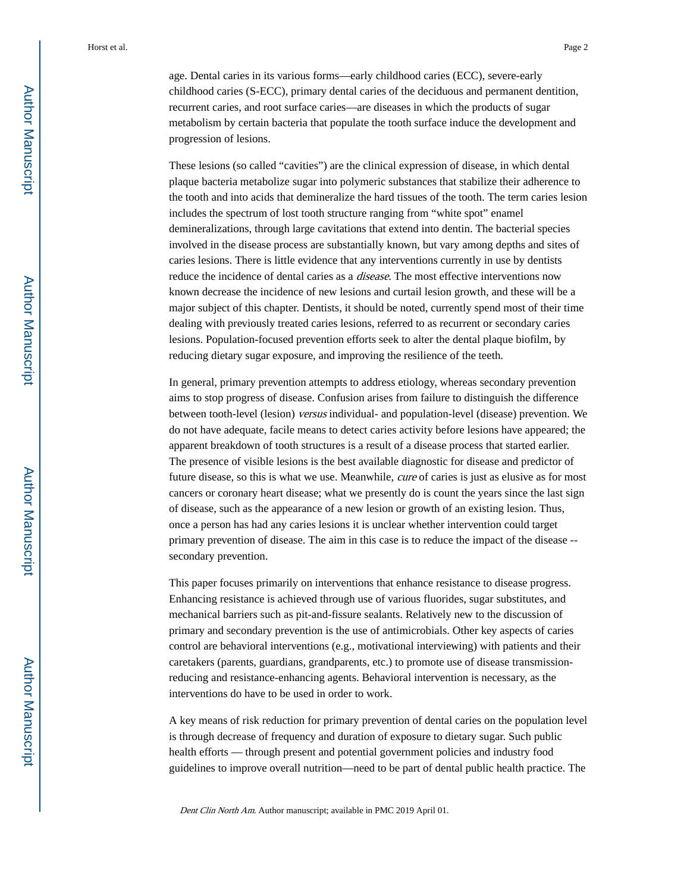age. Dental caries in its various forms—early childhood caries (ECC), severe-early childhood caries (S-ECC), primary dental caries of the deciduous and permanent dentition, recurrent caries, and root surface caries—are diseases in which the products of sugar metabolism by certain bacteria that populate the tooth surface induce the development and progression of lesions.

These lesions (so called "cavities") are the clinical expression of disease, in which dental plaque bacteria metabolize sugar into polymeric substances that stabilize their adherence to the tooth and into acids that demineralize the hard tissues of the tooth. The term caries lesion includes the spectrum of lost tooth structure ranging from "white spot" enamel demineralizations, through large cavitations that extend into dentin. The bacterial species involved in the disease process are substantially known, but vary among depths and sites of caries lesions. There is little evidence that any interventions currently in use by dentists reduce the incidence of dental caries as a *disease*. The most effective interventions now known decrease the incidence of new lesions and curtail lesion growth, and these will be a major subject of this chapter. Dentists, it should be noted, currently spend most of their time dealing with previously treated caries lesions, referred to as recurrent or secondary caries lesions. Population-focused prevention efforts seek to alter the dental plaque biofilm, by reducing dietary sugar exposure, and improving the resilience of the teeth.

In general, primary prevention attempts to address etiology, whereas secondary prevention aims to stop progress of disease. Confusion arises from failure to distinguish the difference between tooth-level (lesion) *versus* individual- and population-level (disease) prevention. We do not have adequate, facile means to detect caries activity before lesions have appeared; the apparent breakdown of tooth structures is a result of a disease process that started earlier. The presence of visible lesions is the best available diagnostic for disease and predictor of future disease, so this is what we use. Meanwhile, *cure* of caries is just as elusive as for most cancers or coronary heart disease; what we presently do is count the years since the last sign of disease, such as the appearance of a new lesion or growth of an existing lesion. Thus, once a person has had any caries lesions it is unclear whether intervention could target primary prevention of disease. The aim in this case is to reduce the impact of the disease -- secondary prevention.

This paper focuses primarily on interventions that enhance resistance to disease progress. Enhancing resistance is achieved through use of various fluorides, sugar substitutes, and mechanical barriers such as pit-and-fissure sealants. Relatively new to the discussion of primary and secondary prevention is the use of antimicrobials. Other key aspects of caries control are behavioral interventions (e.g., motivational interviewing) with patients and their caretakers (parents, guardians, grandparents, etc.) to promote use of disease transmission-reducing and resistance-enhancing agents. Behavioral intervention is necessary, as the interventions do have to be used in order to work.

A key means of risk reduction for primary prevention of dental caries on the population level is through decrease of frequency and duration of exposure to dietary sugar. Such public health efforts — through present and potential government policies and industry food guidelines to improve overall nutrition—need to be part of dental public health practice. The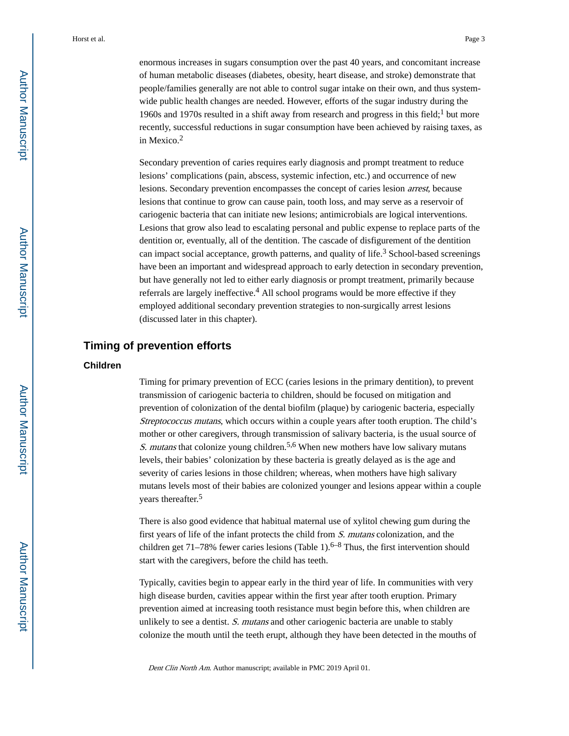enormous increases in sugars consumption over the past 40 years, and concomitant increase of human metabolic diseases (diabetes, obesity, heart disease, and stroke) demonstrate that people/families generally are not able to control sugar intake on their own, and thus system-wide public health changes are needed. However, efforts of the sugar industry during the 1960s and 1970s resulted in a shift away from research and progress in this field;[1] but more recently, successful reductions in sugar consumption have been achieved by raising taxes, as in Mexico.[2]

Secondary prevention of caries requires early diagnosis and prompt treatment to reduce lesions' complications (pain, abscess, systemic infection, etc.) and occurrence of new lesions. Secondary prevention encompasses the concept of caries lesion *arrest*, because lesions that continue to grow can cause pain, tooth loss, and may serve as a reservoir of cariogenic bacteria that can initiate new lesions; antimicrobials are logical interventions. Lesions that grow also lead to escalating personal and public expense to replace parts of the dentition or, eventually, all of the dentition. The cascade of disfigurement of the dentition can impact social acceptance, growth patterns, and quality of life.[3] School-based screenings have been an important and widespread approach to early detection in secondary prevention, but have generally not led to either early diagnosis or prompt treatment, primarily because referrals are largely ineffective.[4] All school programs would be more effective if they employed additional secondary prevention strategies to non-surgically arrest lesions (discussed later in this chapter).

## Timing of prevention efforts

### Children

Timing for primary prevention of ECC (caries lesions in the primary dentition), to prevent transmission of cariogenic bacteria to children, should be focused on mitigation and prevention of colonization of the dental biofilm (plaque) by cariogenic bacteria, especially *Streptococcus mutans*, which occurs within a couple years after tooth eruption. The child's mother or other caregivers, through transmission of salivary bacteria, is the usual source of *S. mutans* that colonize young children.[5,6] When new mothers have low salivary mutans levels, their babies' colonization by these bacteria is greatly delayed as is the age and severity of caries lesions in those children; whereas, when mothers have high salivary mutans levels most of their babies are colonized younger and lesions appear within a couple years thereafter.[5]

There is also good evidence that habitual maternal use of xylitol chewing gum during the first years of life of the infant protects the child from *S. mutans* colonization, and the children get 71–78% fewer caries lesions (Table 1).[6–8] Thus, the first intervention should start with the caregivers, before the child has teeth.

Typically, cavities begin to appear early in the third year of life. In communities with very high disease burden, cavities appear within the first year after tooth eruption. Primary prevention aimed at increasing tooth resistance must begin before this, when children are unlikely to see a dentist. *S. mutans* and other cariogenic bacteria are unable to stably colonize the mouth until the teeth erupt, although they have been detected in the mouths of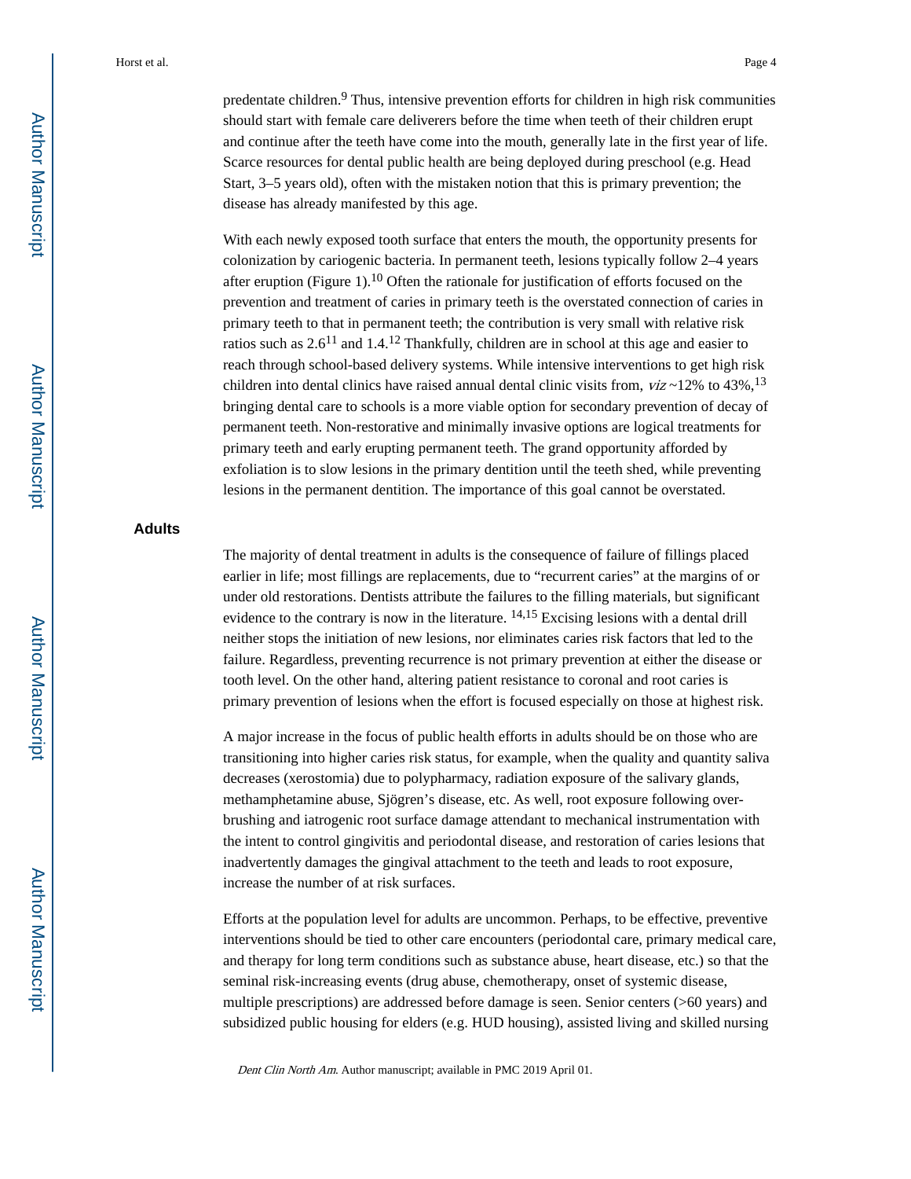predentate children.[9] Thus, intensive prevention efforts for children in high risk communities should start with female care deliverers before the time when teeth of their children erupt and continue after the teeth have come into the mouth, generally late in the first year of life. Scarce resources for dental public health are being deployed during preschool (e.g. Head Start, 3–5 years old), often with the mistaken notion that this is primary prevention; the disease has already manifested by this age.

With each newly exposed tooth surface that enters the mouth, the opportunity presents for colonization by cariogenic bacteria. In permanent teeth, lesions typically follow 2–4 years after eruption (Figure 1).[10] Often the rationale for justification of efforts focused on the prevention and treatment of caries in primary teeth is the overstated connection of caries in primary teeth to that in permanent teeth; the contribution is very small with relative risk ratios such as 2.6[11] and 1.4.[12] Thankfully, children are in school at this age and easier to reach through school-based delivery systems. While intensive interventions to get high risk children into dental clinics have raised annual dental clinic visits from, *viz* ~12% to 43%,[13] bringing dental care to schools is a more viable option for secondary prevention of decay of permanent teeth. Non-restorative and minimally invasive options are logical treatments for primary teeth and early erupting permanent teeth. The grand opportunity afforded by exfoliation is to slow lesions in the primary dentition until the teeth shed, while preventing lesions in the permanent dentition. The importance of this goal cannot be overstated.

## Adults

The majority of dental treatment in adults is the consequence of failure of fillings placed earlier in life; most fillings are replacements, due to "recurrent caries" at the margins of or under old restorations. Dentists attribute the failures to the filling materials, but significant evidence to the contrary is now in the literature. [14,15] Excising lesions with a dental drill neither stops the initiation of new lesions, nor eliminates caries risk factors that led to the failure. Regardless, preventing recurrence is not primary prevention at either the disease or tooth level. On the other hand, altering patient resistance to coronal and root caries is primary prevention of lesions when the effort is focused especially on those at highest risk.

A major increase in the focus of public health efforts in adults should be on those who are transitioning into higher caries risk status, for example, when the quality and quantity saliva decreases (xerostomia) due to polypharmacy, radiation exposure of the salivary glands, methamphetamine abuse, Sjögren's disease, etc. As well, root exposure following over-brushing and iatrogenic root surface damage attendant to mechanical instrumentation with the intent to control gingivitis and periodontal disease, and restoration of caries lesions that inadvertently damages the gingival attachment to the teeth and leads to root exposure, increase the number of at risk surfaces.

Efforts at the population level for adults are uncommon. Perhaps, to be effective, preventive interventions should be tied to other care encounters (periodontal care, primary medical care, and therapy for long term conditions such as substance abuse, heart disease, etc.) so that the seminal risk-increasing events (drug abuse, chemotherapy, onset of systemic disease, multiple prescriptions) are addressed before damage is seen. Senior centers (>60 years) and subsidized public housing for elders (e.g. HUD housing), assisted living and skilled nursing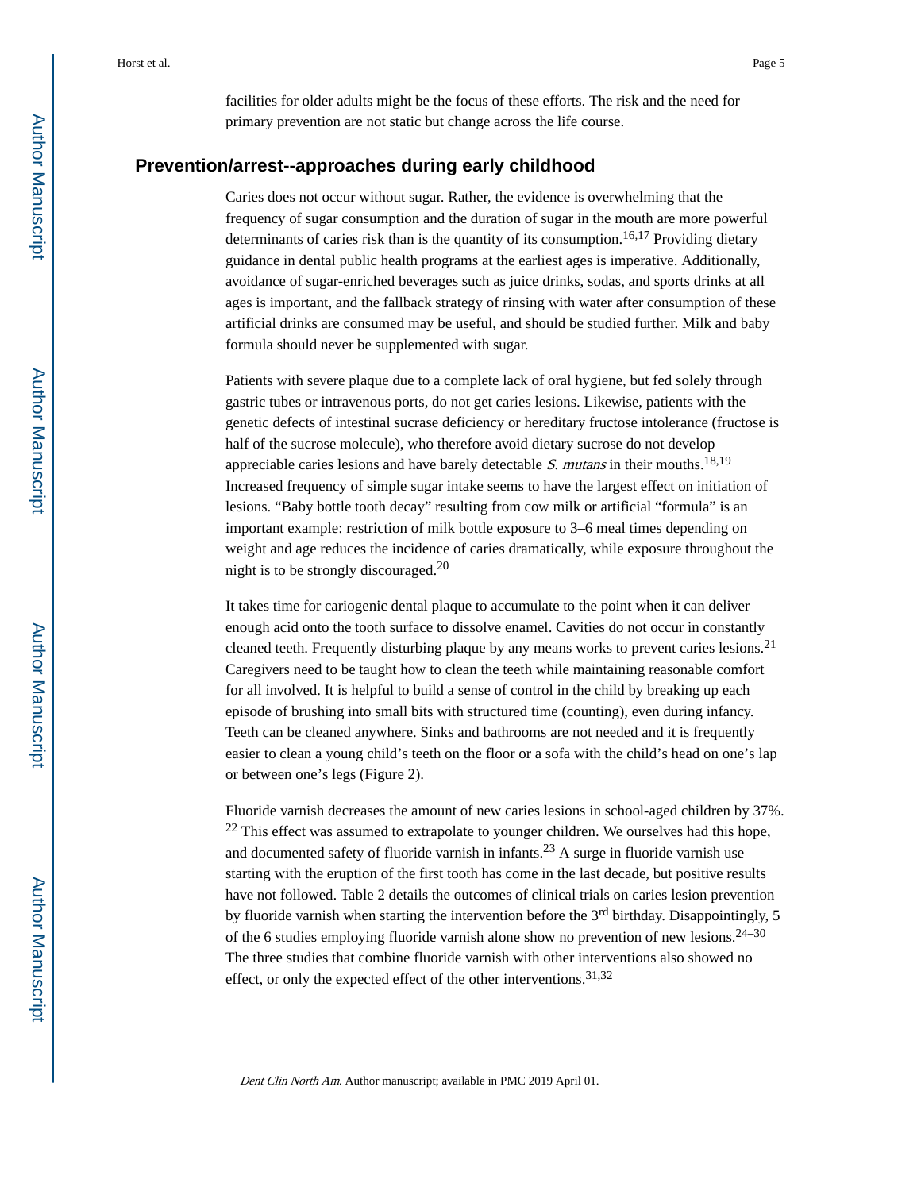facilities for older adults might be the focus of these efforts. The risk and the need for primary prevention are not static but change across the life course.

## Prevention/arrest--approaches during early childhood

Caries does not occur without sugar. Rather, the evidence is overwhelming that the frequency of sugar consumption and the duration of sugar in the mouth are more powerful determinants of caries risk than is the quantity of its consumption.[16,17] Providing dietary guidance in dental public health programs at the earliest ages is imperative. Additionally, avoidance of sugar-enriched beverages such as juice drinks, sodas, and sports drinks at all ages is important, and the fallback strategy of rinsing with water after consumption of these artificial drinks are consumed may be useful, and should be studied further. Milk and baby formula should never be supplemented with sugar.

Patients with severe plaque due to a complete lack of oral hygiene, but fed solely through gastric tubes or intravenous ports, do not get caries lesions. Likewise, patients with the genetic defects of intestinal sucrase deficiency or hereditary fructose intolerance (fructose is half of the sucrose molecule), who therefore avoid dietary sucrose do not develop appreciable caries lesions and have barely detectable *S. mutans* in their mouths.[18,19] Increased frequency of simple sugar intake seems to have the largest effect on initiation of lesions. "Baby bottle tooth decay" resulting from cow milk or artificial "formula" is an important example: restriction of milk bottle exposure to 3–6 meal times depending on weight and age reduces the incidence of caries dramatically, while exposure throughout the night is to be strongly discouraged.[20]

It takes time for cariogenic dental plaque to accumulate to the point when it can deliver enough acid onto the tooth surface to dissolve enamel. Cavities do not occur in constantly cleaned teeth. Frequently disturbing plaque by any means works to prevent caries lesions.[21] Caregivers need to be taught how to clean the teeth while maintaining reasonable comfort for all involved. It is helpful to build a sense of control in the child by breaking up each episode of brushing into small bits with structured time (counting), even during infancy. Teeth can be cleaned anywhere. Sinks and bathrooms are not needed and it is frequently easier to clean a young child's teeth on the floor or a sofa with the child's head on one's lap or between one's legs (Figure 2).

Fluoride varnish decreases the amount of new caries lesions in school-aged children by 37%.[22] This effect was assumed to extrapolate to younger children. We ourselves had this hope, and documented safety of fluoride varnish in infants.[23] A surge in fluoride varnish use starting with the eruption of the first tooth has come in the last decade, but positive results have not followed. Table 2 details the outcomes of clinical trials on caries lesion prevention by fluoride varnish when starting the intervention before the 3rd birthday. Disappointingly, 5 of the 6 studies employing fluoride varnish alone show no prevention of new lesions.[24–30] The three studies that combine fluoride varnish with other interventions also showed no effect, or only the expected effect of the other interventions.[31,32]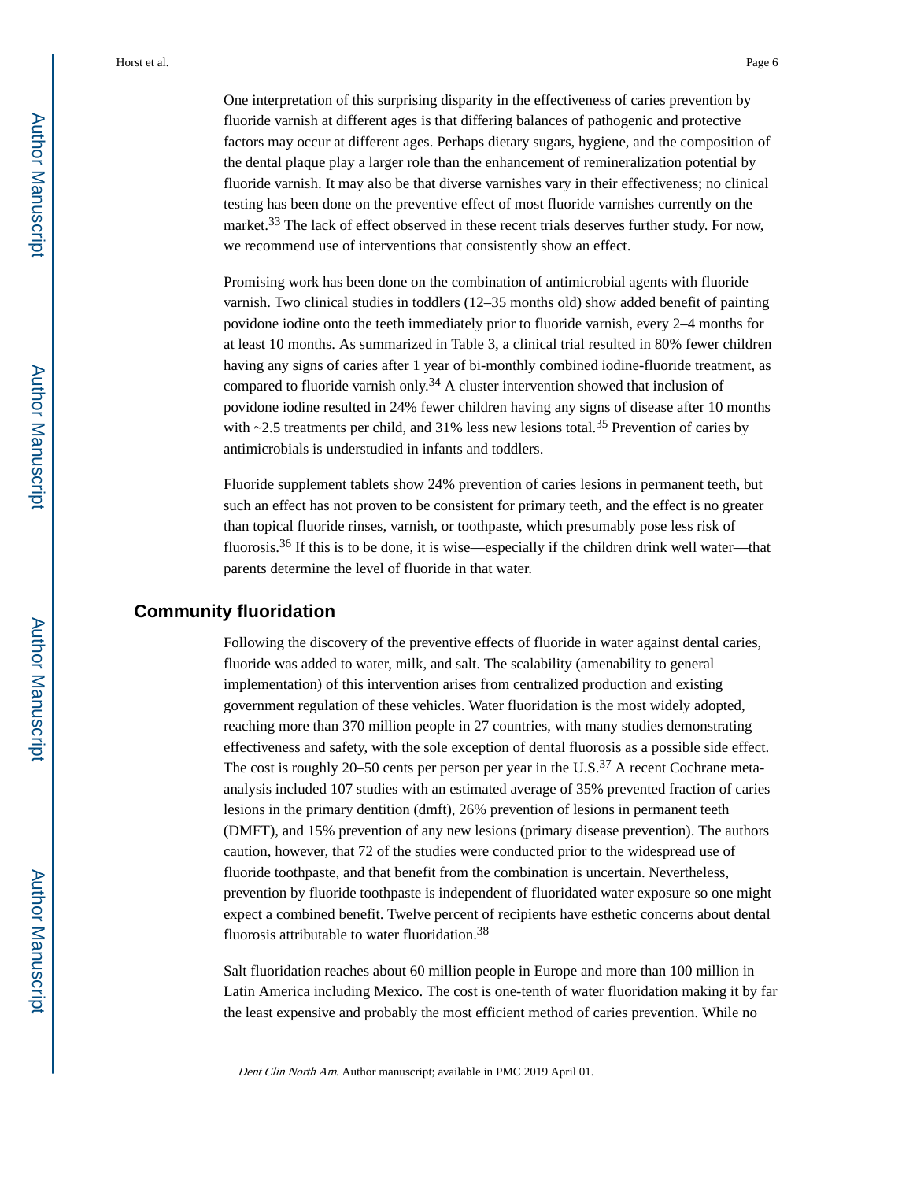One interpretation of this surprising disparity in the effectiveness of caries prevention by fluoride varnish at different ages is that differing balances of pathogenic and protective factors may occur at different ages. Perhaps dietary sugars, hygiene, and the composition of the dental plaque play a larger role than the enhancement of remineralization potential by fluoride varnish. It may also be that diverse varnishes vary in their effectiveness; no clinical testing has been done on the preventive effect of most fluoride varnishes currently on the market.[33] The lack of effect observed in these recent trials deserves further study. For now, we recommend use of interventions that consistently show an effect.

Promising work has been done on the combination of antimicrobial agents with fluoride varnish. Two clinical studies in toddlers (12–35 months old) show added benefit of painting povidone iodine onto the teeth immediately prior to fluoride varnish, every 2–4 months for at least 10 months. As summarized in Table 3, a clinical trial resulted in 80% fewer children having any signs of caries after 1 year of bi-monthly combined iodine-fluoride treatment, as compared to fluoride varnish only.[34] A cluster intervention showed that inclusion of povidone iodine resulted in 24% fewer children having any signs of disease after 10 months with ~2.5 treatments per child, and 31% less new lesions total.[35] Prevention of caries by antimicrobials is understudied in infants and toddlers.

Fluoride supplement tablets show 24% prevention of caries lesions in permanent teeth, but such an effect has not proven to be consistent for primary teeth, and the effect is no greater than topical fluoride rinses, varnish, or toothpaste, which presumably pose less risk of fluorosis.[36] If this is to be done, it is wise—especially if the children drink well water—that parents determine the level of fluoride in that water.

## Community fluoridation

Following the discovery of the preventive effects of fluoride in water against dental caries, fluoride was added to water, milk, and salt. The scalability (amenability to general implementation) of this intervention arises from centralized production and existing government regulation of these vehicles. Water fluoridation is the most widely adopted, reaching more than 370 million people in 27 countries, with many studies demonstrating effectiveness and safety, with the sole exception of dental fluorosis as a possible side effect. The cost is roughly 20–50 cents per person per year in the U.S.[37] A recent Cochrane meta-analysis included 107 studies with an estimated average of 35% prevented fraction of caries lesions in the primary dentition (dmft), 26% prevention of lesions in permanent teeth (DMFT), and 15% prevention of any new lesions (primary disease prevention). The authors caution, however, that 72 of the studies were conducted prior to the widespread use of fluoride toothpaste, and that benefit from the combination is uncertain. Nevertheless, prevention by fluoride toothpaste is independent of fluoridated water exposure so one might expect a combined benefit. Twelve percent of recipients have esthetic concerns about dental fluorosis attributable to water fluoridation.[38]

Salt fluoridation reaches about 60 million people in Europe and more than 100 million in Latin America including Mexico. The cost is one-tenth of water fluoridation making it by far the least expensive and probably the most efficient method of caries prevention. While no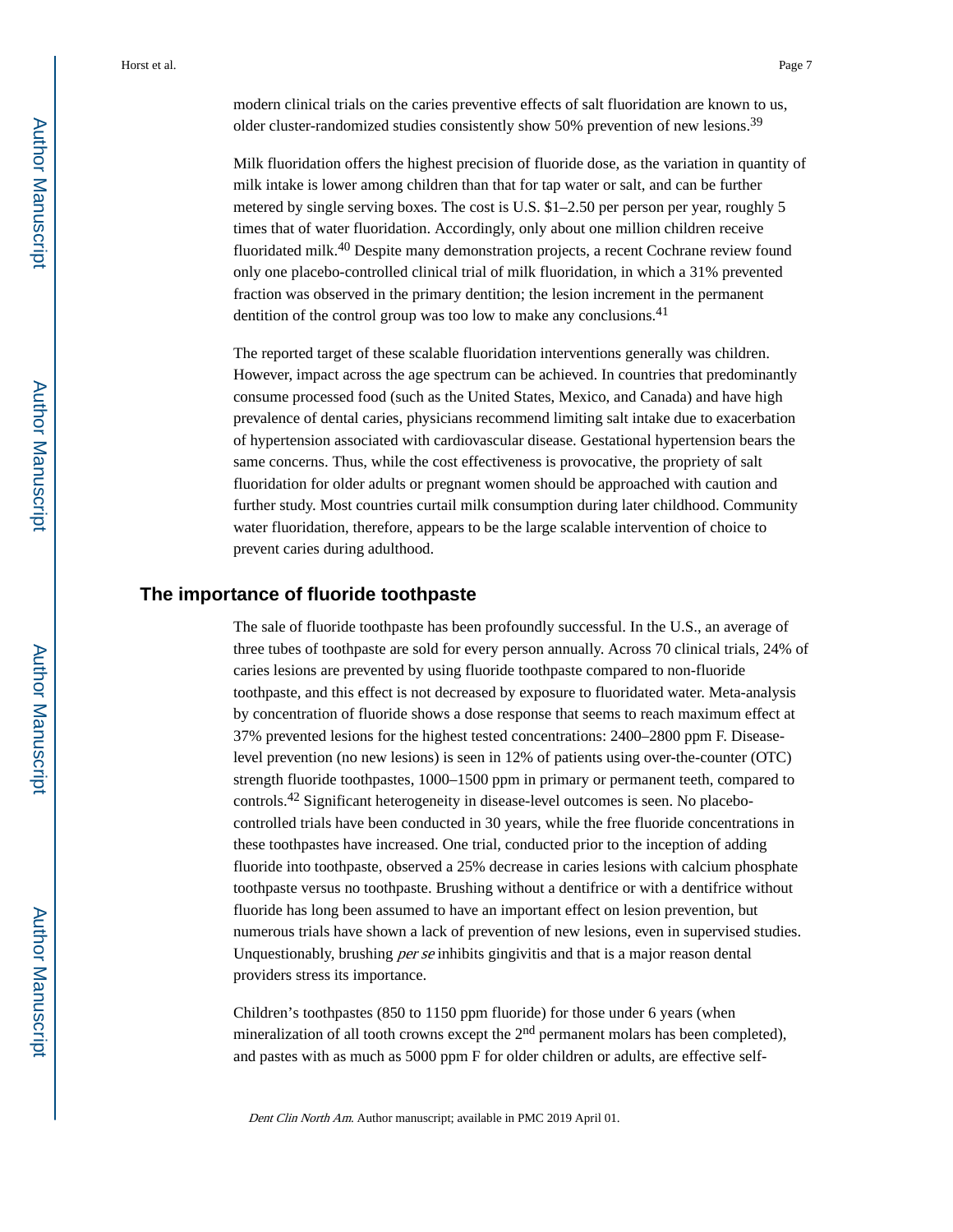modern clinical trials on the caries preventive effects of salt fluoridation are known to us, older cluster-randomized studies consistently show 50% prevention of new lesions.[39]

Milk fluoridation offers the highest precision of fluoride dose, as the variation in quantity of milk intake is lower among children than that for tap water or salt, and can be further metered by single serving boxes. The cost is U.S. $1–2.50 per person per year, roughly 5 times that of water fluoridation. Accordingly, only about one million children receive fluoridated milk.[40] Despite many demonstration projects, a recent Cochrane review found only one placebo-controlled clinical trial of milk fluoridation, in which a 31% prevented fraction was observed in the primary dentition; the lesion increment in the permanent dentition of the control group was too low to make any conclusions.[41]

The reported target of these scalable fluoridation interventions generally was children. However, impact across the age spectrum can be achieved. In countries that predominantly consume processed food (such as the United States, Mexico, and Canada) and have high prevalence of dental caries, physicians recommend limiting salt intake due to exacerbation of hypertension associated with cardiovascular disease. Gestational hypertension bears the same concerns. Thus, while the cost effectiveness is provocative, the propriety of salt fluoridation for older adults or pregnant women should be approached with caution and further study. Most countries curtail milk consumption during later childhood. Community water fluoridation, therefore, appears to be the large scalable intervention of choice to prevent caries during adulthood.

## The importance of fluoride toothpaste

The sale of fluoride toothpaste has been profoundly successful. In the U.S., an average of three tubes of toothpaste are sold for every person annually. Across 70 clinical trials, 24% of caries lesions are prevented by using fluoride toothpaste compared to non-fluoride toothpaste, and this effect is not decreased by exposure to fluoridated water. Meta-analysis by concentration of fluoride shows a dose response that seems to reach maximum effect at 37% prevented lesions for the highest tested concentrations: 2400–2800 ppm F. Disease-level prevention (no new lesions) is seen in 12% of patients using over-the-counter (OTC) strength fluoride toothpastes, 1000–1500 ppm in primary or permanent teeth, compared to controls.[42] Significant heterogeneity in disease-level outcomes is seen. No placebo-controlled trials have been conducted in 30 years, while the free fluoride concentrations in these toothpastes have increased. One trial, conducted prior to the inception of adding fluoride into toothpaste, observed a 25% decrease in caries lesions with calcium phosphate toothpaste versus no toothpaste. Brushing without a dentifrice or with a dentifrice without fluoride has long been assumed to have an important effect on lesion prevention, but numerous trials have shown a lack of prevention of new lesions, even in supervised studies. Unquestionably, brushing *per se* inhibits gingivitis and that is a major reason dental providers stress its importance.

Children's toothpastes (850 to 1150 ppm fluoride) for those under 6 years (when mineralization of all tooth crowns except the 2$^{nd}$ permanent molars has been completed), and pastes with as much as 5000 ppm F for older children or adults, are effective self-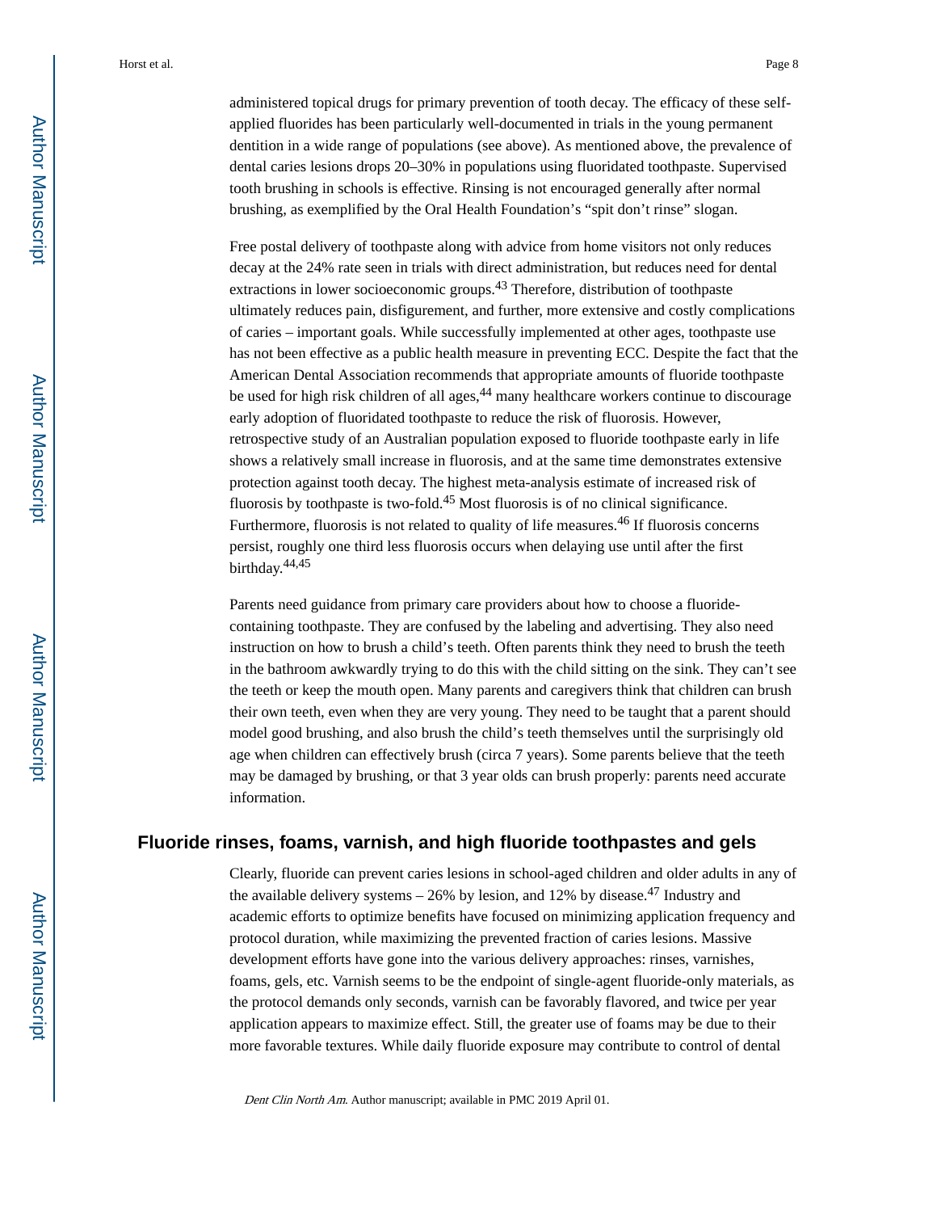administered topical drugs for primary prevention of tooth decay. The efficacy of these self-applied fluorides has been particularly well-documented in trials in the young permanent dentition in a wide range of populations (see above). As mentioned above, the prevalence of dental caries lesions drops 20–30% in populations using fluoridated toothpaste. Supervised tooth brushing in schools is effective. Rinsing is not encouraged generally after normal brushing, as exemplified by the Oral Health Foundation's "spit don't rinse" slogan.

Free postal delivery of toothpaste along with advice from home visitors not only reduces decay at the 24% rate seen in trials with direct administration, but reduces need for dental extractions in lower socioeconomic groups.[43] Therefore, distribution of toothpaste ultimately reduces pain, disfigurement, and further, more extensive and costly complications of caries – important goals. While successfully implemented at other ages, toothpaste use has not been effective as a public health measure in preventing ECC. Despite the fact that the American Dental Association recommends that appropriate amounts of fluoride toothpaste be used for high risk children of all ages,[44] many healthcare workers continue to discourage early adoption of fluoridated toothpaste to reduce the risk of fluorosis. However, retrospective study of an Australian population exposed to fluoride toothpaste early in life shows a relatively small increase in fluorosis, and at the same time demonstrates extensive protection against tooth decay. The highest meta-analysis estimate of increased risk of fluorosis by toothpaste is two-fold.[45] Most fluorosis is of no clinical significance. Furthermore, fluorosis is not related to quality of life measures.[46] If fluorosis concerns persist, roughly one third less fluorosis occurs when delaying use until after the first birthday.[44,45]

Parents need guidance from primary care providers about how to choose a fluoride-containing toothpaste. They are confused by the labeling and advertising. They also need instruction on how to brush a child's teeth. Often parents think they need to brush the teeth in the bathroom awkwardly trying to do this with the child sitting on the sink. They can't see the teeth or keep the mouth open. Many parents and caregivers think that children can brush their own teeth, even when they are very young. They need to be taught that a parent should model good brushing, and also brush the child's teeth themselves until the surprisingly old age when children can effectively brush (circa 7 years). Some parents believe that the teeth may be damaged by brushing, or that 3 year olds can brush properly: parents need accurate information.

## Fluoride rinses, foams, varnish, and high fluoride toothpastes and gels

Clearly, fluoride can prevent caries lesions in school-aged children and older adults in any of the available delivery systems – 26% by lesion, and 12% by disease.[47] Industry and academic efforts to optimize benefits have focused on minimizing application frequency and protocol duration, while maximizing the prevented fraction of caries lesions. Massive development efforts have gone into the various delivery approaches: rinses, varnishes, foams, gels, etc. Varnish seems to be the endpoint of single-agent fluoride-only materials, as the protocol demands only seconds, varnish can be favorably flavored, and twice per year application appears to maximize effect. Still, the greater use of foams may be due to their more favorable textures. While daily fluoride exposure may contribute to control of dental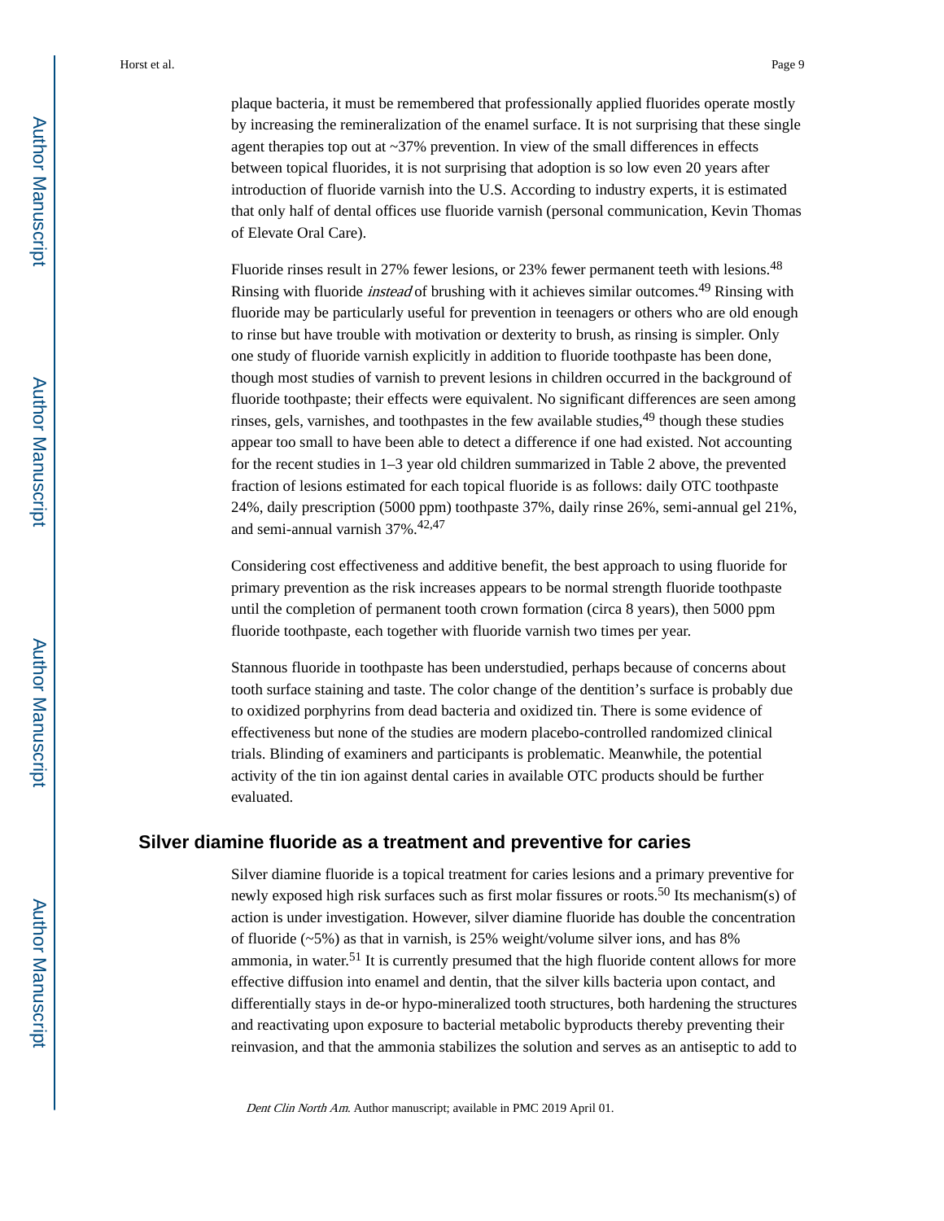plaque bacteria, it must be remembered that professionally applied fluorides operate mostly by increasing the remineralization of the enamel surface. It is not surprising that these single agent therapies top out at ~37% prevention. In view of the small differences in effects between topical fluorides, it is not surprising that adoption is so low even 20 years after introduction of fluoride varnish into the U.S. According to industry experts, it is estimated that only half of dental offices use fluoride varnish (personal communication, Kevin Thomas of Elevate Oral Care).

Fluoride rinses result in 27% fewer lesions, or 23% fewer permanent teeth with lesions.[48] Rinsing with fluoride *instead* of brushing with it achieves similar outcomes.[49] Rinsing with fluoride may be particularly useful for prevention in teenagers or others who are old enough to rinse but have trouble with motivation or dexterity to brush, as rinsing is simpler. Only one study of fluoride varnish explicitly in addition to fluoride toothpaste has been done, though most studies of varnish to prevent lesions in children occurred in the background of fluoride toothpaste; their effects were equivalent. No significant differences are seen among rinses, gels, varnishes, and toothpastes in the few available studies,[49] though these studies appear too small to have been able to detect a difference if one had existed. Not accounting for the recent studies in 1–3 year old children summarized in Table 2 above, the prevented fraction of lesions estimated for each topical fluoride is as follows: daily OTC toothpaste 24%, daily prescription (5000 ppm) toothpaste 37%, daily rinse 26%, semi-annual gel 21%, and semi-annual varnish 37%.[42,47]

Considering cost effectiveness and additive benefit, the best approach to using fluoride for primary prevention as the risk increases appears to be normal strength fluoride toothpaste until the completion of permanent tooth crown formation (circa 8 years), then 5000 ppm fluoride toothpaste, each together with fluoride varnish two times per year.

Stannous fluoride in toothpaste has been understudied, perhaps because of concerns about tooth surface staining and taste. The color change of the dentition's surface is probably due to oxidized porphyrins from dead bacteria and oxidized tin. There is some evidence of effectiveness but none of the studies are modern placebo-controlled randomized clinical trials. Blinding of examiners and participants is problematic. Meanwhile, the potential activity of the tin ion against dental caries in available OTC products should be further evaluated.

## Silver diamine fluoride as a treatment and preventive for caries

Silver diamine fluoride is a topical treatment for caries lesions and a primary preventive for newly exposed high risk surfaces such as first molar fissures or roots.[50] Its mechanism(s) of action is under investigation. However, silver diamine fluoride has double the concentration of fluoride (~5%) as that in varnish, is 25% weight/volume silver ions, and has 8% ammonia, in water.[51] It is currently presumed that the high fluoride content allows for more effective diffusion into enamel and dentin, that the silver kills bacteria upon contact, and differentially stays in de-or hypo-mineralized tooth structures, both hardening the structures and reactivating upon exposure to bacterial metabolic byproducts thereby preventing their reinvasion, and that the ammonia stabilizes the solution and serves as an antiseptic to add to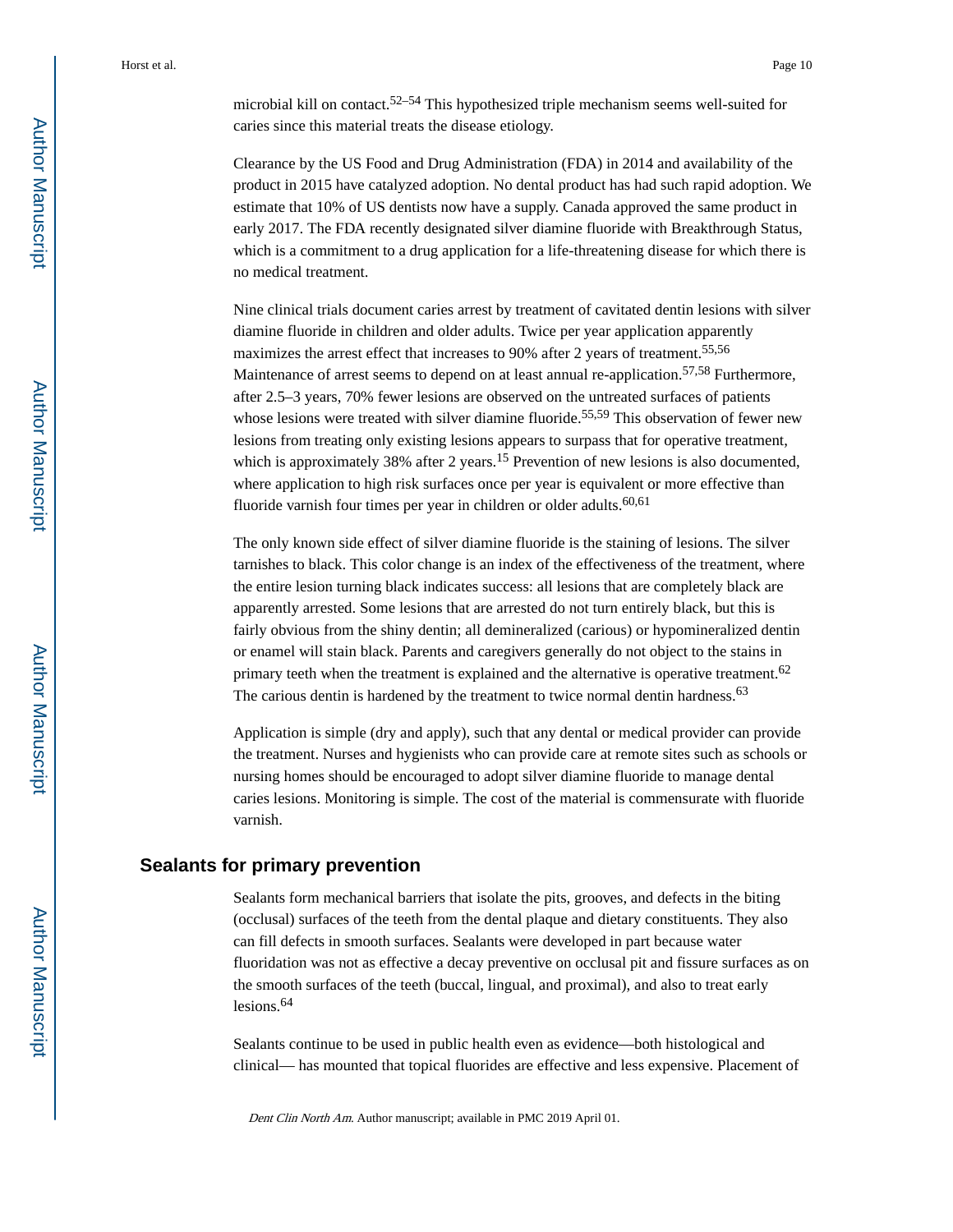microbial kill on contact.[52–54] This hypothesized triple mechanism seems well-suited for caries since this material treats the disease etiology.

Clearance by the US Food and Drug Administration (FDA) in 2014 and availability of the product in 2015 have catalyzed adoption. No dental product has had such rapid adoption. We estimate that 10% of US dentists now have a supply. Canada approved the same product in early 2017. The FDA recently designated silver diamine fluoride with Breakthrough Status, which is a commitment to a drug application for a life-threatening disease for which there is no medical treatment.

Nine clinical trials document caries arrest by treatment of cavitated dentin lesions with silver diamine fluoride in children and older adults. Twice per year application apparently maximizes the arrest effect that increases to 90% after 2 years of treatment.[55,56] Maintenance of arrest seems to depend on at least annual re-application.[57,58] Furthermore, after 2.5–3 years, 70% fewer lesions are observed on the untreated surfaces of patients whose lesions were treated with silver diamine fluoride.[55,59] This observation of fewer new lesions from treating only existing lesions appears to surpass that for operative treatment, which is approximately 38% after 2 years.[15] Prevention of new lesions is also documented, where application to high risk surfaces once per year is equivalent or more effective than fluoride varnish four times per year in children or older adults.[60,61]

The only known side effect of silver diamine fluoride is the staining of lesions. The silver tarnishes to black. This color change is an index of the effectiveness of the treatment, where the entire lesion turning black indicates success: all lesions that are completely black are apparently arrested. Some lesions that are arrested do not turn entirely black, but this is fairly obvious from the shiny dentin; all demineralized (carious) or hypomineralized dentin or enamel will stain black. Parents and caregivers generally do not object to the stains in primary teeth when the treatment is explained and the alternative is operative treatment.[62] The carious dentin is hardened by the treatment to twice normal dentin hardness.[63]

Application is simple (dry and apply), such that any dental or medical provider can provide the treatment. Nurses and hygienists who can provide care at remote sites such as schools or nursing homes should be encouraged to adopt silver diamine fluoride to manage dental caries lesions. Monitoring is simple. The cost of the material is commensurate with fluoride varnish.

## Sealants for primary prevention

Sealants form mechanical barriers that isolate the pits, grooves, and defects in the biting (occlusal) surfaces of the teeth from the dental plaque and dietary constituents. They also can fill defects in smooth surfaces. Sealants were developed in part because water fluoridation was not as effective a decay preventive on occlusal pit and fissure surfaces as on the smooth surfaces of the teeth (buccal, lingual, and proximal), and also to treat early lesions.[64]

Sealants continue to be used in public health even as evidence—both histological and clinical— has mounted that topical fluorides are effective and less expensive. Placement of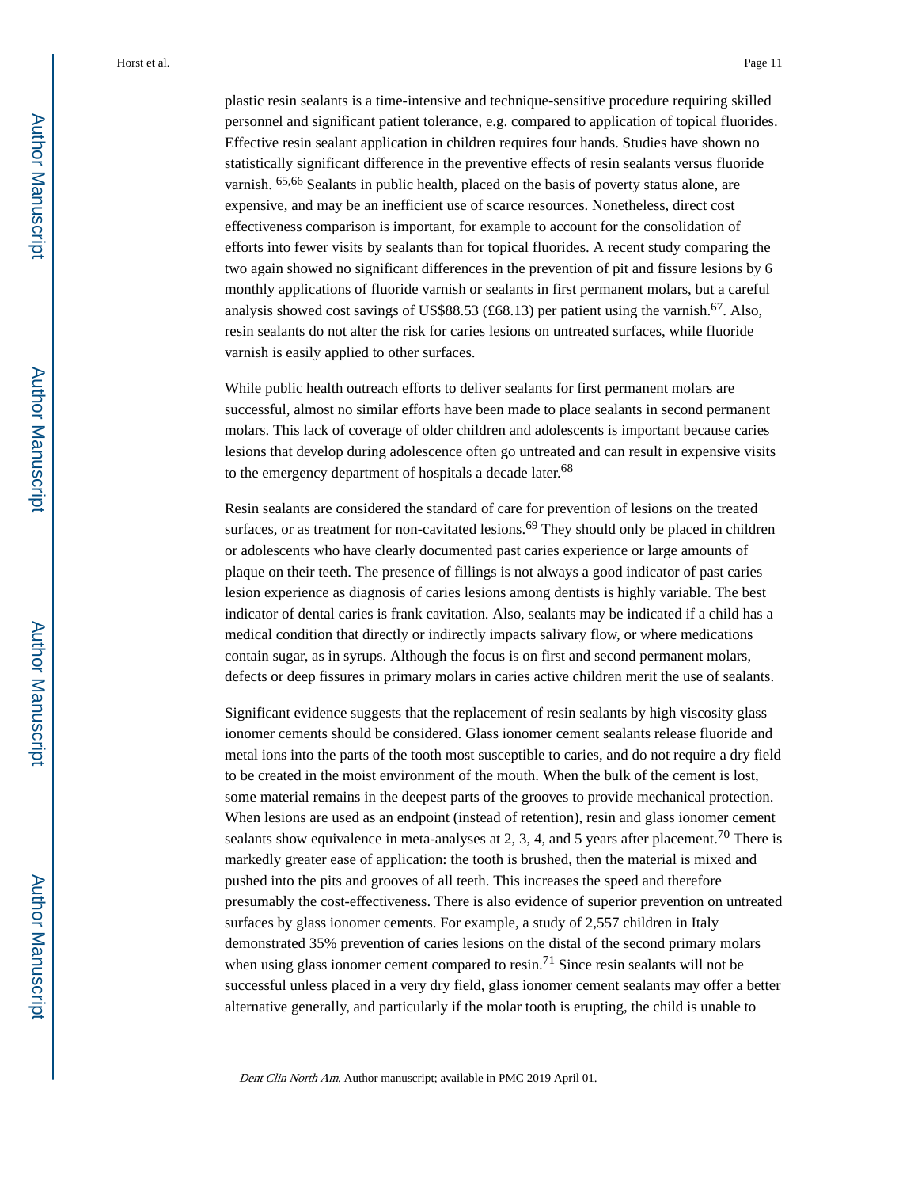plastic resin sealants is a time-intensive and technique-sensitive procedure requiring skilled personnel and significant patient tolerance, e.g. compared to application of topical fluorides. Effective resin sealant application in children requires four hands. Studies have shown no statistically significant difference in the preventive effects of resin sealants versus fluoride varnish. [65,66] Sealants in public health, placed on the basis of poverty status alone, are expensive, and may be an inefficient use of scarce resources. Nonetheless, direct cost effectiveness comparison is important, for example to account for the consolidation of efforts into fewer visits by sealants than for topical fluorides. A recent study comparing the two again showed no significant differences in the prevention of pit and fissure lesions by 6 monthly applications of fluoride varnish or sealants in first permanent molars, but a careful analysis showed cost savings of US$88.53 (£68.13) per patient using the varnish.[67]. Also, resin sealants do not alter the risk for caries lesions on untreated surfaces, while fluoride varnish is easily applied to other surfaces.

While public health outreach efforts to deliver sealants for first permanent molars are successful, almost no similar efforts have been made to place sealants in second permanent molars. This lack of coverage of older children and adolescents is important because caries lesions that develop during adolescence often go untreated and can result in expensive visits to the emergency department of hospitals a decade later.[68]

Resin sealants are considered the standard of care for prevention of lesions on the treated surfaces, or as treatment for non-cavitated lesions.[69] They should only be placed in children or adolescents who have clearly documented past caries experience or large amounts of plaque on their teeth. The presence of fillings is not always a good indicator of past caries lesion experience as diagnosis of caries lesions among dentists is highly variable. The best indicator of dental caries is frank cavitation. Also, sealants may be indicated if a child has a medical condition that directly or indirectly impacts salivary flow, or where medications contain sugar, as in syrups. Although the focus is on first and second permanent molars, defects or deep fissures in primary molars in caries active children merit the use of sealants.

Significant evidence suggests that the replacement of resin sealants by high viscosity glass ionomer cements should be considered. Glass ionomer cement sealants release fluoride and metal ions into the parts of the tooth most susceptible to caries, and do not require a dry field to be created in the moist environment of the mouth. When the bulk of the cement is lost, some material remains in the deepest parts of the grooves to provide mechanical protection. When lesions are used as an endpoint (instead of retention), resin and glass ionomer cement sealants show equivalence in meta-analyses at 2, 3, 4, and 5 years after placement.[70] There is markedly greater ease of application: the tooth is brushed, then the material is mixed and pushed into the pits and grooves of all teeth. This increases the speed and therefore presumably the cost-effectiveness. There is also evidence of superior prevention on untreated surfaces by glass ionomer cements. For example, a study of 2,557 children in Italy demonstrated 35% prevention of caries lesions on the distal of the second primary molars when using glass ionomer cement compared to resin.[71] Since resin sealants will not be successful unless placed in a very dry field, glass ionomer cement sealants may offer a better alternative generally, and particularly if the molar tooth is erupting, the child is unable to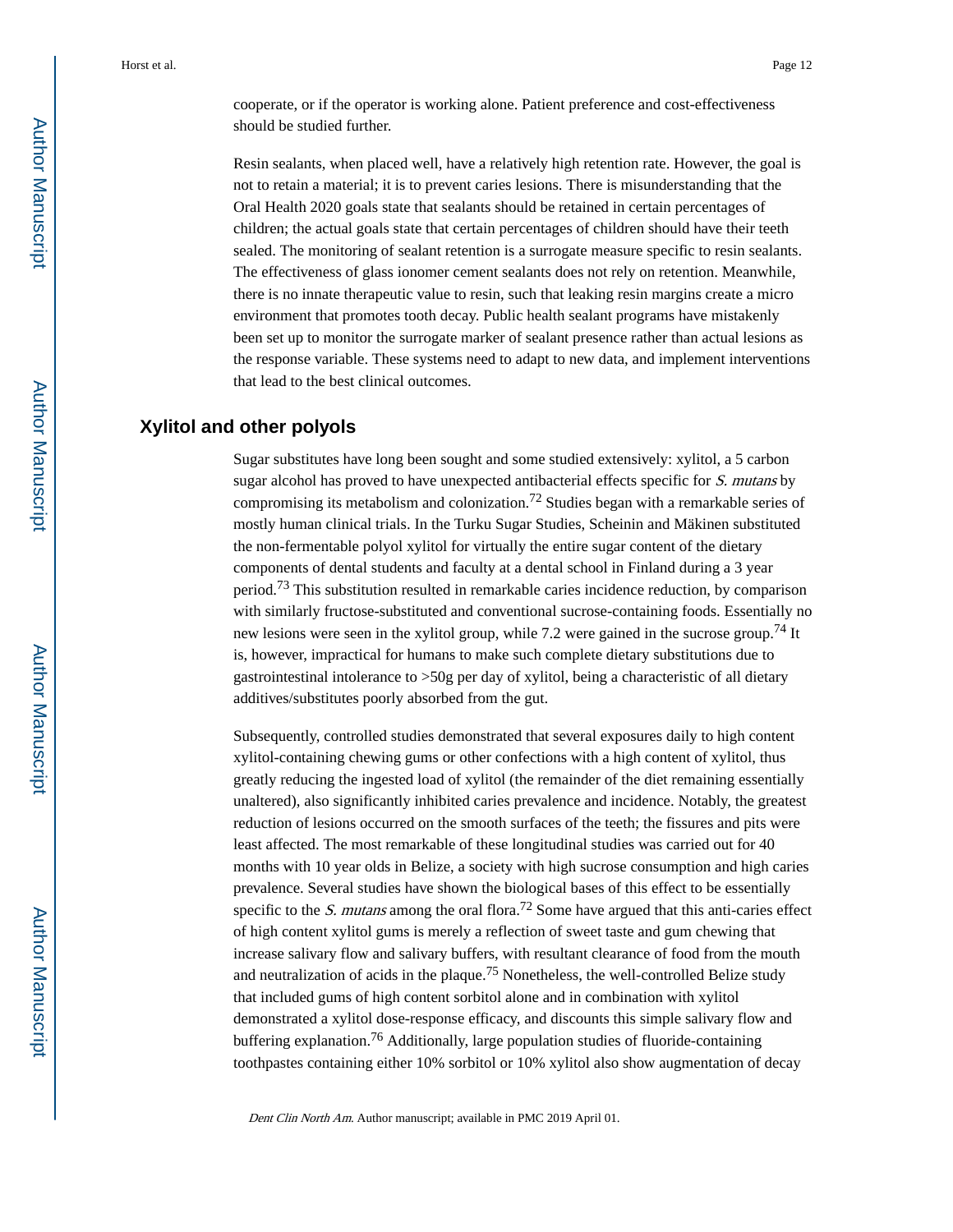cooperate, or if the operator is working alone. Patient preference and cost-effectiveness should be studied further.

Resin sealants, when placed well, have a relatively high retention rate. However, the goal is not to retain a material; it is to prevent caries lesions. There is misunderstanding that the Oral Health 2020 goals state that sealants should be retained in certain percentages of children; the actual goals state that certain percentages of children should have their teeth sealed. The monitoring of sealant retention is a surrogate measure specific to resin sealants. The effectiveness of glass ionomer cement sealants does not rely on retention. Meanwhile, there is no innate therapeutic value to resin, such that leaking resin margins create a micro environment that promotes tooth decay. Public health sealant programs have mistakenly been set up to monitor the surrogate marker of sealant presence rather than actual lesions as the response variable. These systems need to adapt to new data, and implement interventions that lead to the best clinical outcomes.

## Xylitol and other polyols

Sugar substitutes have long been sought and some studied extensively: xylitol, a 5 carbon sugar alcohol has proved to have unexpected antibacterial effects specific for *S. mutans* by compromising its metabolism and colonization.[72] Studies began with a remarkable series of mostly human clinical trials. In the Turku Sugar Studies, Scheinin and Mäkinen substituted the non-fermentable polyol xylitol for virtually the entire sugar content of the dietary components of dental students and faculty at a dental school in Finland during a 3 year period.[73] This substitution resulted in remarkable caries incidence reduction, by comparison with similarly fructose-substituted and conventional sucrose-containing foods. Essentially no new lesions were seen in the xylitol group, while 7.2 were gained in the sucrose group.[74] It is, however, impractical for humans to make such complete dietary substitutions due to gastrointestinal intolerance to >50g per day of xylitol, being a characteristic of all dietary additives/substitutes poorly absorbed from the gut.

Subsequently, controlled studies demonstrated that several exposures daily to high content xylitol-containing chewing gums or other confections with a high content of xylitol, thus greatly reducing the ingested load of xylitol (the remainder of the diet remaining essentially unaltered), also significantly inhibited caries prevalence and incidence. Notably, the greatest reduction of lesions occurred on the smooth surfaces of the teeth; the fissures and pits were least affected. The most remarkable of these longitudinal studies was carried out for 40 months with 10 year olds in Belize, a society with high sucrose consumption and high caries prevalence. Several studies have shown the biological bases of this effect to be essentially specific to the *S. mutans* among the oral flora.[72] Some have argued that this anti-caries effect of high content xylitol gums is merely a reflection of sweet taste and gum chewing that increase salivary flow and salivary buffers, with resultant clearance of food from the mouth and neutralization of acids in the plaque.[75] Nonetheless, the well-controlled Belize study that included gums of high content sorbitol alone and in combination with xylitol demonstrated a xylitol dose-response efficacy, and discounts this simple salivary flow and buffering explanation.[76] Additionally, large population studies of fluoride-containing toothpastes containing either 10% sorbitol or 10% xylitol also show augmentation of decay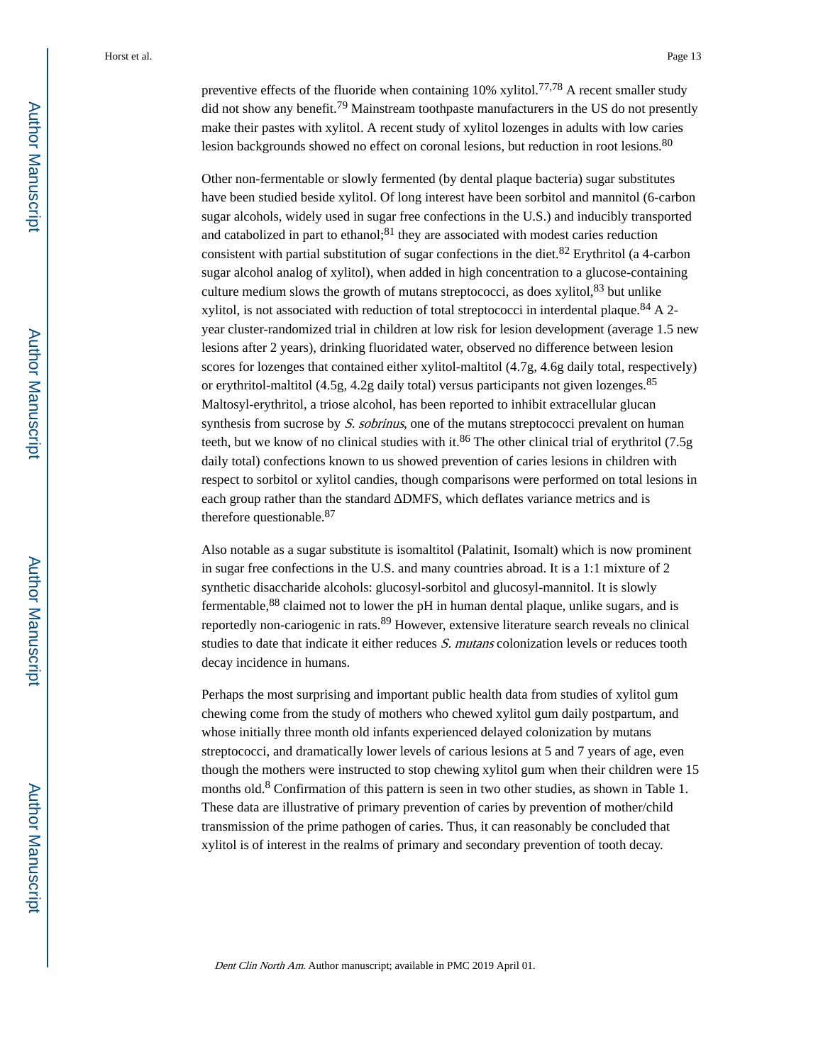preventive effects of the fluoride when containing 10% xylitol.[77,78] A recent smaller study did not show any benefit.[79] Mainstream toothpaste manufacturers in the US do not presently make their pastes with xylitol. A recent study of xylitol lozenges in adults with low caries lesion backgrounds showed no effect on coronal lesions, but reduction in root lesions.[80]

Other non-fermentable or slowly fermented (by dental plaque bacteria) sugar substitutes have been studied beside xylitol. Of long interest have been sorbitol and mannitol (6-carbon sugar alcohols, widely used in sugar free confections in the U.S.) and inducibly transported and catabolized in part to ethanol;[81] they are associated with modest caries reduction consistent with partial substitution of sugar confections in the diet.[82] Erythritol (a 4-carbon sugar alcohol analog of xylitol), when added in high concentration to a glucose-containing culture medium slows the growth of mutans streptococci, as does xylitol,[83] but unlike xylitol, is not associated with reduction of total streptococci in interdental plaque.[84] A 2-year cluster-randomized trial in children at low risk for lesion development (average 1.5 new lesions after 2 years), drinking fluoridated water, observed no difference between lesion scores for lozenges that contained either xylitol-maltitol (4.7g, 4.6g daily total, respectively) or erythritol-maltitol (4.5g, 4.2g daily total) versus participants not given lozenges.[85] Maltosyl-erythritol, a triose alcohol, has been reported to inhibit extracellular glucan synthesis from sucrose by *S. sobrinus*, one of the mutans streptococci prevalent on human teeth, but we know of no clinical studies with it.[86] The other clinical trial of erythritol (7.5g daily total) confections known to us showed prevention of caries lesions in children with respect to sorbitol or xylitol candies, though comparisons were performed on total lesions in each group rather than the standard ΔDMFS, which deflates variance metrics and is therefore questionable.[87]

Also notable as a sugar substitute is isomaltitol (Palatinit, Isomalt) which is now prominent in sugar free confections in the U.S. and many countries abroad. It is a 1:1 mixture of 2 synthetic disaccharide alcohols: glucosyl-sorbitol and glucosyl-mannitol. It is slowly fermentable,[88] claimed not to lower the pH in human dental plaque, unlike sugars, and is reportedly non-cariogenic in rats.[89] However, extensive literature search reveals no clinical studies to date that indicate it either reduces *S. mutans* colonization levels or reduces tooth decay incidence in humans.

Perhaps the most surprising and important public health data from studies of xylitol gum chewing come from the study of mothers who chewed xylitol gum daily postpartum, and whose initially three month old infants experienced delayed colonization by mutans streptococci, and dramatically lower levels of carious lesions at 5 and 7 years of age, even though the mothers were instructed to stop chewing xylitol gum when their children were 15 months old.[8] Confirmation of this pattern is seen in two other studies, as shown in Table 1. These data are illustrative of primary prevention of caries by prevention of mother/child transmission of the prime pathogen of caries. Thus, it can reasonably be concluded that xylitol is of interest in the realms of primary and secondary prevention of tooth decay.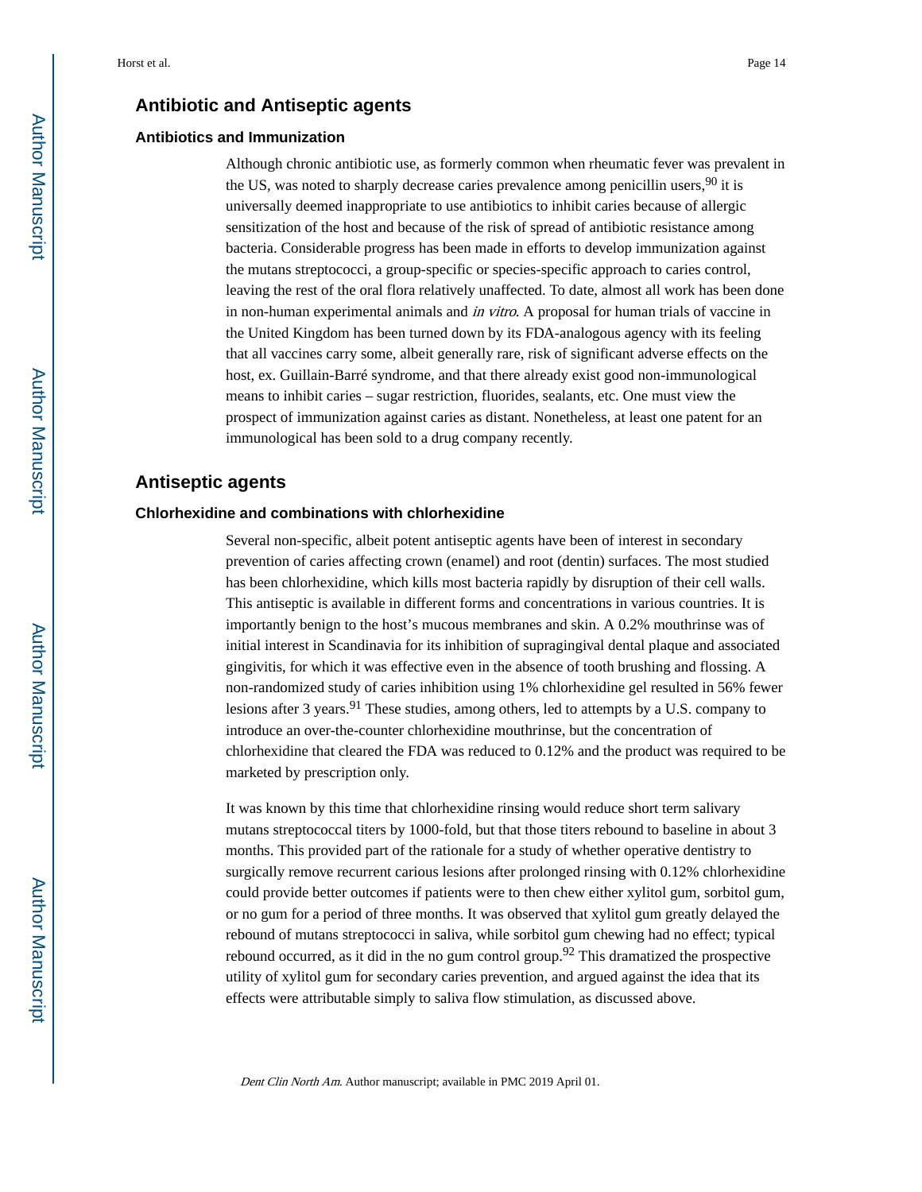## Antibiotic and Antiseptic agents

### Antibiotics and Immunization

Although chronic antibiotic use, as formerly common when rheumatic fever was prevalent in the US, was noted to sharply decrease caries prevalence among penicillin users,[90] it is universally deemed inappropriate to use antibiotics to inhibit caries because of allergic sensitization of the host and because of the risk of spread of antibiotic resistance among bacteria. Considerable progress has been made in efforts to develop immunization against the mutans streptococci, a group-specific or species-specific approach to caries control, leaving the rest of the oral flora relatively unaffected. To date, almost all work has been done in non-human experimental animals and *in vitro*. A proposal for human trials of vaccine in the United Kingdom has been turned down by its FDA-analogous agency with its feeling that all vaccines carry some, albeit generally rare, risk of significant adverse effects on the host, ex. Guillain-Barré syndrome, and that there already exist good non-immunological means to inhibit caries – sugar restriction, fluorides, sealants, etc. One must view the prospect of immunization against caries as distant. Nonetheless, at least one patent for an immunological has been sold to a drug company recently.

## Antiseptic agents

### Chlorhexidine and combinations with chlorhexidine

Several non-specific, albeit potent antiseptic agents have been of interest in secondary prevention of caries affecting crown (enamel) and root (dentin) surfaces. The most studied has been chlorhexidine, which kills most bacteria rapidly by disruption of their cell walls. This antiseptic is available in different forms and concentrations in various countries. It is importantly benign to the host's mucous membranes and skin. A 0.2% mouthrinse was of initial interest in Scandinavia for its inhibition of supragingival dental plaque and associated gingivitis, for which it was effective even in the absence of tooth brushing and flossing. A non-randomized study of caries inhibition using 1% chlorhexidine gel resulted in 56% fewer lesions after 3 years.[91] These studies, among others, led to attempts by a U.S. company to introduce an over-the-counter chlorhexidine mouthrinse, but the concentration of chlorhexidine that cleared the FDA was reduced to 0.12% and the product was required to be marketed by prescription only.

It was known by this time that chlorhexidine rinsing would reduce short term salivary mutans streptococcal titers by 1000-fold, but that those titers rebound to baseline in about 3 months. This provided part of the rationale for a study of whether operative dentistry to surgically remove recurrent carious lesions after prolonged rinsing with 0.12% chlorhexidine could provide better outcomes if patients were to then chew either xylitol gum, sorbitol gum, or no gum for a period of three months. It was observed that xylitol gum greatly delayed the rebound of mutans streptococci in saliva, while sorbitol gum chewing had no effect; typical rebound occurred, as it did in the no gum control group.[92] This dramatized the prospective utility of xylitol gum for secondary caries prevention, and argued against the idea that its effects were attributable simply to saliva flow stimulation, as discussed above.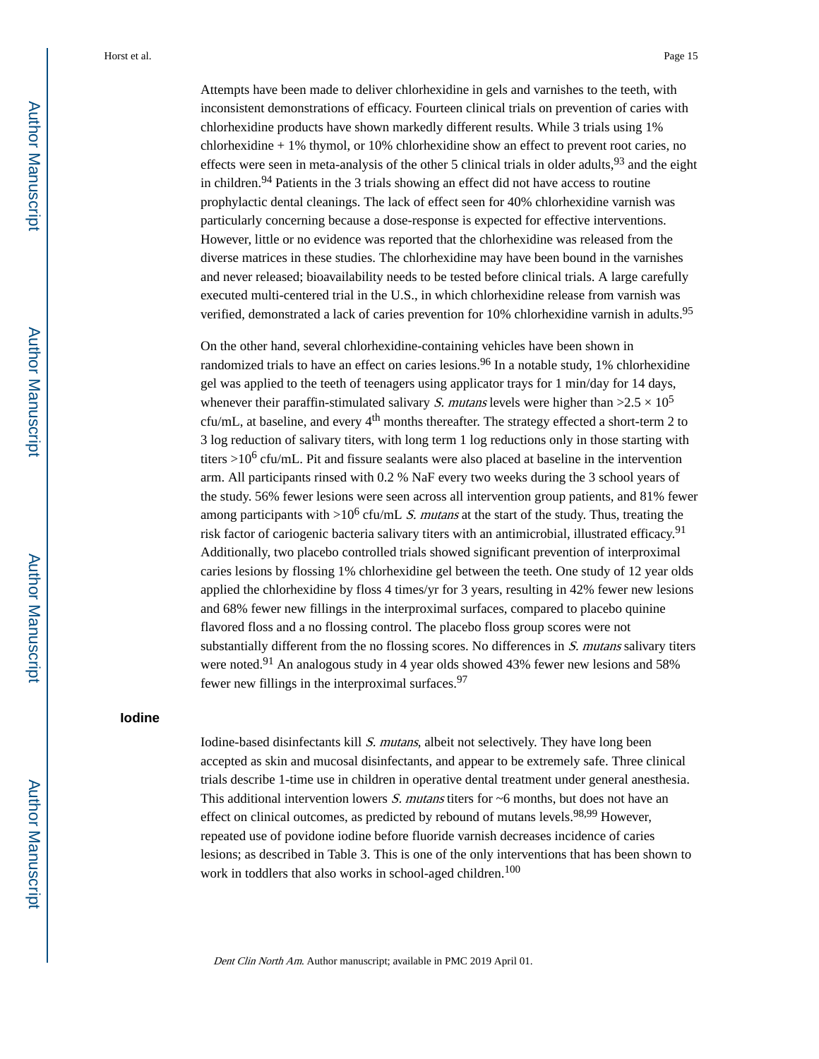Attempts have been made to deliver chlorhexidine in gels and varnishes to the teeth, with inconsistent demonstrations of efficacy. Fourteen clinical trials on prevention of caries with chlorhexidine products have shown markedly different results. While 3 trials using 1% chlorhexidine + 1% thymol, or 10% chlorhexidine show an effect to prevent root caries, no effects were seen in meta-analysis of the other 5 clinical trials in older adults,[93] and the eight in children.[94] Patients in the 3 trials showing an effect did not have access to routine prophylactic dental cleanings. The lack of effect seen for 40% chlorhexidine varnish was particularly concerning because a dose-response is expected for effective interventions. However, little or no evidence was reported that the chlorhexidine was released from the diverse matrices in these studies. The chlorhexidine may have been bound in the varnishes and never released; bioavailability needs to be tested before clinical trials. A large carefully executed multi-centered trial in the U.S., in which chlorhexidine release from varnish was verified, demonstrated a lack of caries prevention for 10% chlorhexidine varnish in adults.[95]

On the other hand, several chlorhexidine-containing vehicles have been shown in randomized trials to have an effect on caries lesions.[96] In a notable study, 1% chlorhexidine gel was applied to the teeth of teenagers using applicator trays for 1 min/day for 14 days, whenever their paraffin-stimulated salivary *S. mutans* levels were higher than $>2.5 \times 10^5$ cfu/mL, at baseline, and every $4^{th}$ months thereafter. The strategy effected a short-term 2 to 3 log reduction of salivary titers, with long term 1 log reductions only in those starting with titers $>10^6$ cfu/mL. Pit and fissure sealants were also placed at baseline in the intervention arm. All participants rinsed with 0.2 % NaF every two weeks during the 3 school years of the study. 56% fewer lesions were seen across all intervention group patients, and 81% fewer among participants with $>10^6$ cfu/mL *S. mutans* at the start of the study. Thus, treating the risk factor of cariogenic bacteria salivary titers with an antimicrobial, illustrated efficacy.[91] Additionally, two placebo controlled trials showed significant prevention of interproximal caries lesions by flossing 1% chlorhexidine gel between the teeth. One study of 12 year olds applied the chlorhexidine by floss 4 times/yr for 3 years, resulting in 42% fewer new lesions and 68% fewer new fillings in the interproximal surfaces, compared to placebo quinine flavored floss and a no flossing control. The placebo floss group scores were not substantially different from the no flossing scores. No differences in *S. mutans* salivary titers were noted.[91] An analogous study in 4 year olds showed 43% fewer new lesions and 58% fewer new fillings in the interproximal surfaces.[97]

## Iodine

Iodine-based disinfectants kill *S. mutans*, albeit not selectively. They have long been accepted as skin and mucosal disinfectants, and appear to be extremely safe. Three clinical trials describe 1-time use in children in operative dental treatment under general anesthesia. This additional intervention lowers *S. mutans* titers for ~6 months, but does not have an effect on clinical outcomes, as predicted by rebound of mutans levels.[98,99] However, repeated use of povidone iodine before fluoride varnish decreases incidence of caries lesions; as described in Table 3. This is one of the only interventions that has been shown to work in toddlers that also works in school-aged children.[100]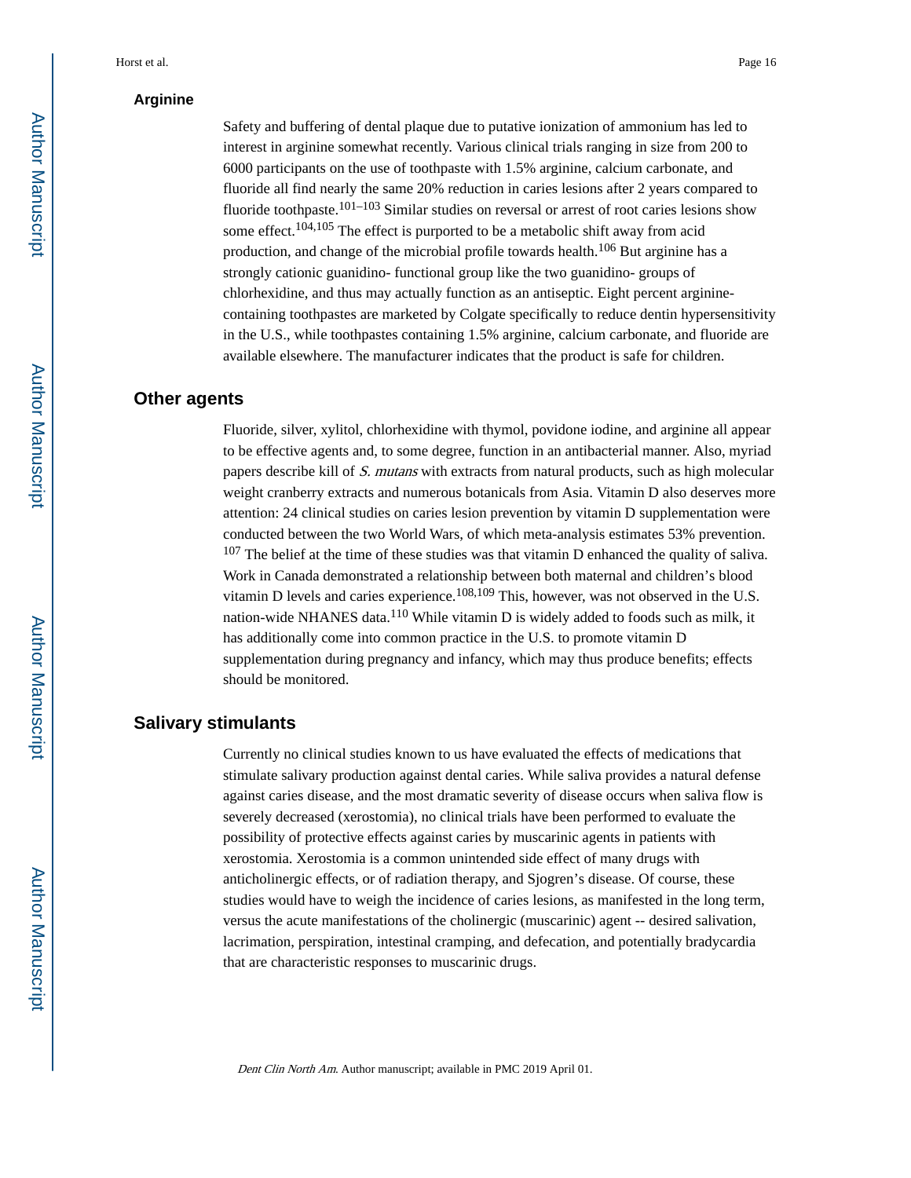### Arginine

Safety and buffering of dental plaque due to putative ionization of ammonium has led to interest in arginine somewhat recently. Various clinical trials ranging in size from 200 to 6000 participants on the use of toothpaste with 1.5% arginine, calcium carbonate, and fluoride all find nearly the same 20% reduction in caries lesions after 2 years compared to fluoride toothpaste.[101–103] Similar studies on reversal or arrest of root caries lesions show some effect.[104,105] The effect is purported to be a metabolic shift away from acid production, and change of the microbial profile towards health.[106] But arginine has a strongly cationic guanidino- functional group like the two guanidino- groups of chlorhexidine, and thus may actually function as an antiseptic. Eight percent arginine-containing toothpastes are marketed by Colgate specifically to reduce dentin hypersensitivity in the U.S., while toothpastes containing 1.5% arginine, calcium carbonate, and fluoride are available elsewhere. The manufacturer indicates that the product is safe for children.

## Other agents

Fluoride, silver, xylitol, chlorhexidine with thymol, povidone iodine, and arginine all appear to be effective agents and, to some degree, function in an antibacterial manner. Also, myriad papers describe kill of *S. mutans* with extracts from natural products, such as high molecular weight cranberry extracts and numerous botanicals from Asia. Vitamin D also deserves more attention: 24 clinical studies on caries lesion prevention by vitamin D supplementation were conducted between the two World Wars, of which meta-analysis estimates 53% prevention.[107] The belief at the time of these studies was that vitamin D enhanced the quality of saliva. Work in Canada demonstrated a relationship between both maternal and children's blood vitamin D levels and caries experience.[108,109] This, however, was not observed in the U.S. nation-wide NHANES data.[110] While vitamin D is widely added to foods such as milk, it has additionally come into common practice in the U.S. to promote vitamin D supplementation during pregnancy and infancy, which may thus produce benefits; effects should be monitored.

## Salivary stimulants

Currently no clinical studies known to us have evaluated the effects of medications that stimulate salivary production against dental caries. While saliva provides a natural defense against caries disease, and the most dramatic severity of disease occurs when saliva flow is severely decreased (xerostomia), no clinical trials have been performed to evaluate the possibility of protective effects against caries by muscarinic agents in patients with xerostomia. Xerostomia is a common unintended side effect of many drugs with anticholinergic effects, or of radiation therapy, and Sjogren's disease. Of course, these studies would have to weigh the incidence of caries lesions, as manifested in the long term, versus the acute manifestations of the cholinergic (muscarinic) agent -- desired salivation, lacrimation, perspiration, intestinal cramping, and defecation, and potentially bradycardia that are characteristic responses to muscarinic drugs.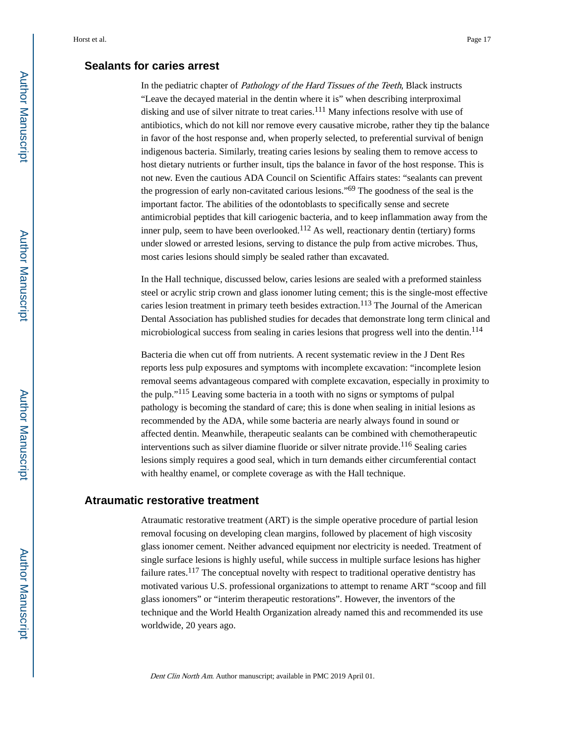## Sealants for caries arrest

In the pediatric chapter of *Pathology of the Hard Tissues of the Teeth*, Black instructs "Leave the decayed material in the dentin where it is" when describing interproximal disking and use of silver nitrate to treat caries.[111] Many infections resolve with use of antibiotics, which do not kill nor remove every causative microbe, rather they tip the balance in favor of the host response and, when properly selected, to preferential survival of benign indigenous bacteria. Similarly, treating caries lesions by sealing them to remove access to host dietary nutrients or further insult, tips the balance in favor of the host response. This is not new. Even the cautious ADA Council on Scientific Affairs states: "sealants can prevent the progression of early non-cavitated carious lesions."[69] The goodness of the seal is the important factor. The abilities of the odontoblasts to specifically sense and secrete antimicrobial peptides that kill cariogenic bacteria, and to keep inflammation away from the inner pulp, seem to have been overlooked.[112] As well, reactionary dentin (tertiary) forms under slowed or arrested lesions, serving to distance the pulp from active microbes. Thus, most caries lesions should simply be sealed rather than excavated.

In the Hall technique, discussed below, caries lesions are sealed with a preformed stainless steel or acrylic strip crown and glass ionomer luting cement; this is the single-most effective caries lesion treatment in primary teeth besides extraction.[113] The Journal of the American Dental Association has published studies for decades that demonstrate long term clinical and microbiological success from sealing in caries lesions that progress well into the dentin.[114]

Bacteria die when cut off from nutrients. A recent systematic review in the J Dent Res reports less pulp exposures and symptoms with incomplete excavation: "incomplete lesion removal seems advantageous compared with complete excavation, especially in proximity to the pulp."[115] Leaving some bacteria in a tooth with no signs or symptoms of pulpal pathology is becoming the standard of care; this is done when sealing in initial lesions as recommended by the ADA, while some bacteria are nearly always found in sound or affected dentin. Meanwhile, therapeutic sealants can be combined with chemotherapeutic interventions such as silver diamine fluoride or silver nitrate provide.[116] Sealing caries lesions simply requires a good seal, which in turn demands either circumferential contact with healthy enamel, or complete coverage as with the Hall technique.

## Atraumatic restorative treatment

Atraumatic restorative treatment (ART) is the simple operative procedure of partial lesion removal focusing on developing clean margins, followed by placement of high viscosity glass ionomer cement. Neither advanced equipment nor electricity is needed. Treatment of single surface lesions is highly useful, while success in multiple surface lesions has higher failure rates.[117] The conceptual novelty with respect to traditional operative dentistry has motivated various U.S. professional organizations to attempt to rename ART "scoop and fill glass ionomers" or "interim therapeutic restorations". However, the inventors of the technique and the World Health Organization already named this and recommended its use worldwide, 20 years ago.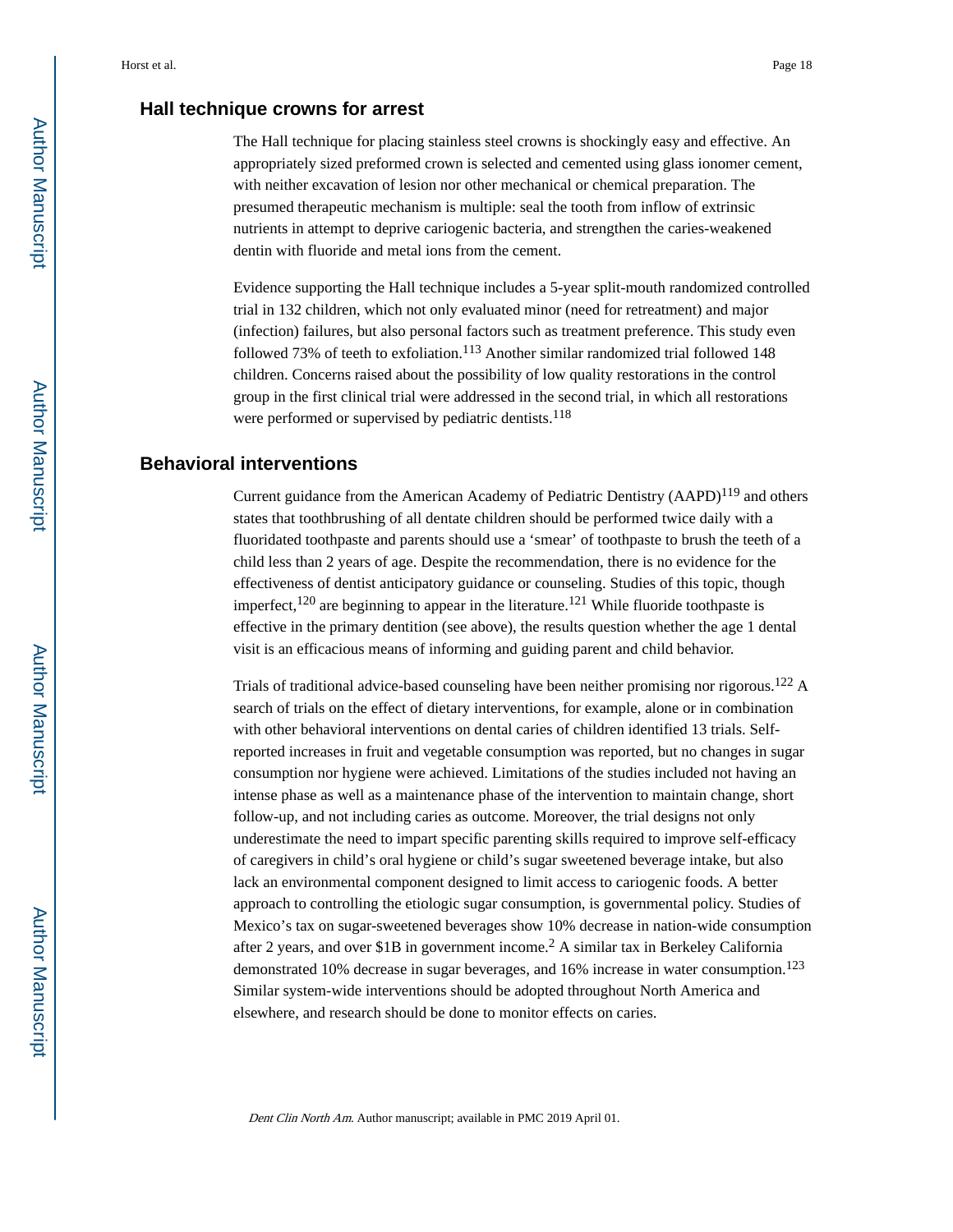## Hall technique crowns for arrest

The Hall technique for placing stainless steel crowns is shockingly easy and effective. An appropriately sized preformed crown is selected and cemented using glass ionomer cement, with neither excavation of lesion nor other mechanical or chemical preparation. The presumed therapeutic mechanism is multiple: seal the tooth from inflow of extrinsic nutrients in attempt to deprive cariogenic bacteria, and strengthen the caries-weakened dentin with fluoride and metal ions from the cement.

Evidence supporting the Hall technique includes a 5-year split-mouth randomized controlled trial in 132 children, which not only evaluated minor (need for retreatment) and major (infection) failures, but also personal factors such as treatment preference. This study even followed 73% of teeth to exfoliation.[113] Another similar randomized trial followed 148 children. Concerns raised about the possibility of low quality restorations in the control group in the first clinical trial were addressed in the second trial, in which all restorations were performed or supervised by pediatric dentists.[118]

## Behavioral interventions

Current guidance from the American Academy of Pediatric Dentistry (AAPD)[119] and others states that toothbrushing of all dentate children should be performed twice daily with a fluoridated toothpaste and parents should use a 'smear' of toothpaste to brush the teeth of a child less than 2 years of age. Despite the recommendation, there is no evidence for the effectiveness of dentist anticipatory guidance or counseling. Studies of this topic, though imperfect,[120] are beginning to appear in the literature.[121] While fluoride toothpaste is effective in the primary dentition (see above), the results question whether the age 1 dental visit is an efficacious means of informing and guiding parent and child behavior.

Trials of traditional advice-based counseling have been neither promising nor rigorous.[122] A search of trials on the effect of dietary interventions, for example, alone or in combination with other behavioral interventions on dental caries of children identified 13 trials. Self-reported increases in fruit and vegetable consumption was reported, but no changes in sugar consumption nor hygiene were achieved. Limitations of the studies included not having an intense phase as well as a maintenance phase of the intervention to maintain change, short follow-up, and not including caries as outcome. Moreover, the trial designs not only underestimate the need to impart specific parenting skills required to improve self-efficacy of caregivers in child's oral hygiene or child's sugar sweetened beverage intake, but also lack an environmental component designed to limit access to cariogenic foods. A better approach to controlling the etiologic sugar consumption, is governmental policy. Studies of Mexico's tax on sugar-sweetened beverages show 10% decrease in nation-wide consumption after 2 years, and over $1B in government income.[2] A similar tax in Berkeley California demonstrated 10% decrease in sugar beverages, and 16% increase in water consumption.[123] Similar system-wide interventions should be adopted throughout North America and elsewhere, and research should be done to monitor effects on caries.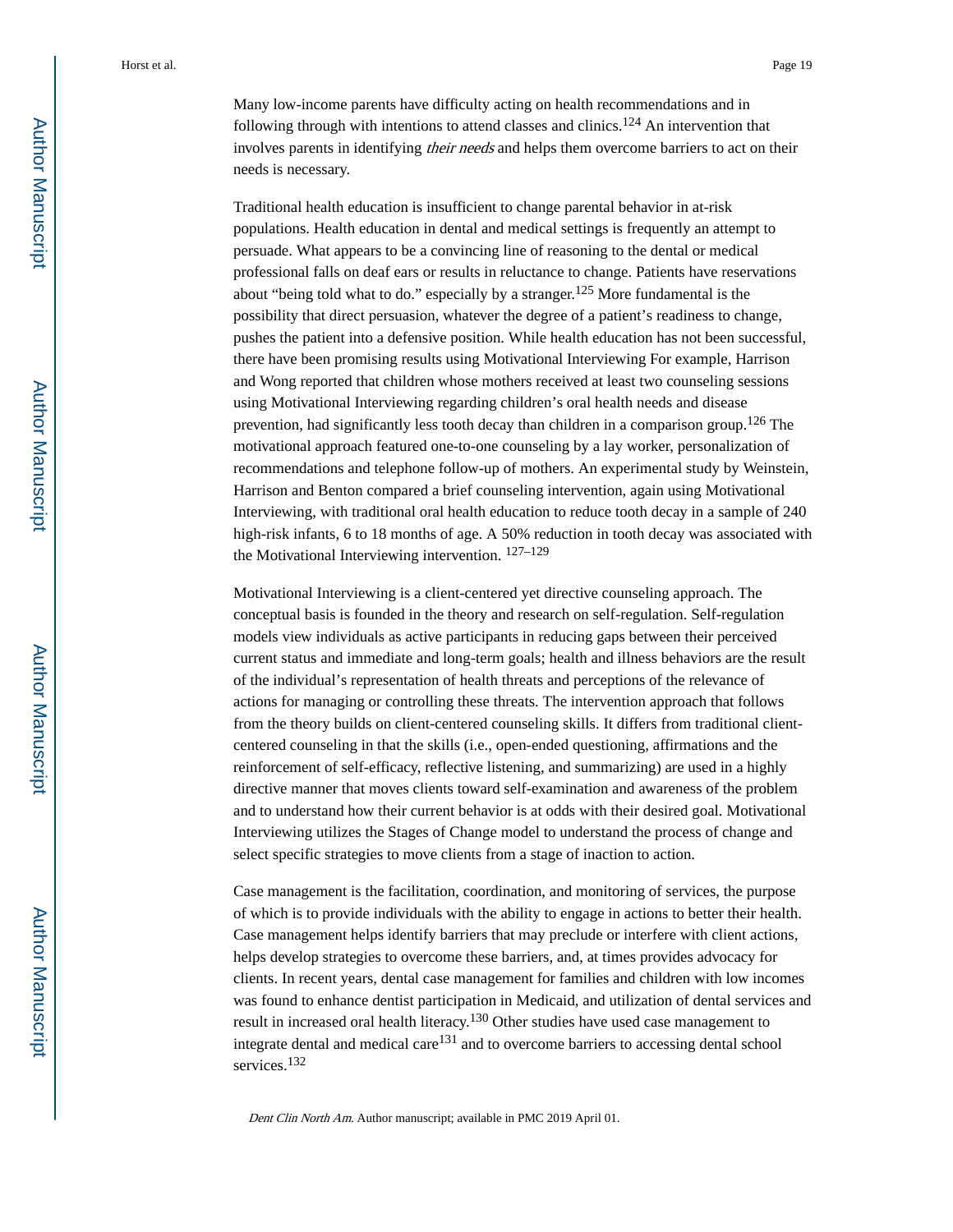Many low-income parents have difficulty acting on health recommendations and in following through with intentions to attend classes and clinics.[124] An intervention that involves parents in identifying *their needs* and helps them overcome barriers to act on their needs is necessary.

Traditional health education is insufficient to change parental behavior in at-risk populations. Health education in dental and medical settings is frequently an attempt to persuade. What appears to be a convincing line of reasoning to the dental or medical professional falls on deaf ears or results in reluctance to change. Patients have reservations about "being told what to do." especially by a stranger.[125] More fundamental is the possibility that direct persuasion, whatever the degree of a patient's readiness to change, pushes the patient into a defensive position. While health education has not been successful, there have been promising results using Motivational Interviewing For example, Harrison and Wong reported that children whose mothers received at least two counseling sessions using Motivational Interviewing regarding children's oral health needs and disease prevention, had significantly less tooth decay than children in a comparison group.[126] The motivational approach featured one-to-one counseling by a lay worker, personalization of recommendations and telephone follow-up of mothers. An experimental study by Weinstein, Harrison and Benton compared a brief counseling intervention, again using Motivational Interviewing, with traditional oral health education to reduce tooth decay in a sample of 240 high-risk infants, 6 to 18 months of age. A 50% reduction in tooth decay was associated with the Motivational Interviewing intervention. [127–129]

Motivational Interviewing is a client-centered yet directive counseling approach. The conceptual basis is founded in the theory and research on self-regulation. Self-regulation models view individuals as active participants in reducing gaps between their perceived current status and immediate and long-term goals; health and illness behaviors are the result of the individual's representation of health threats and perceptions of the relevance of actions for managing or controlling these threats. The intervention approach that follows from the theory builds on client-centered counseling skills. It differs from traditional client-centered counseling in that the skills (i.e., open-ended questioning, affirmations and the reinforcement of self-efficacy, reflective listening, and summarizing) are used in a highly directive manner that moves clients toward self-examination and awareness of the problem and to understand how their current behavior is at odds with their desired goal. Motivational Interviewing utilizes the Stages of Change model to understand the process of change and select specific strategies to move clients from a stage of inaction to action.

Case management is the facilitation, coordination, and monitoring of services, the purpose of which is to provide individuals with the ability to engage in actions to better their health. Case management helps identify barriers that may preclude or interfere with client actions, helps develop strategies to overcome these barriers, and, at times provides advocacy for clients. In recent years, dental case management for families and children with low incomes was found to enhance dentist participation in Medicaid, and utilization of dental services and result in increased oral health literacy.[130] Other studies have used case management to integrate dental and medical care[131] and to overcome barriers to accessing dental school services.[132]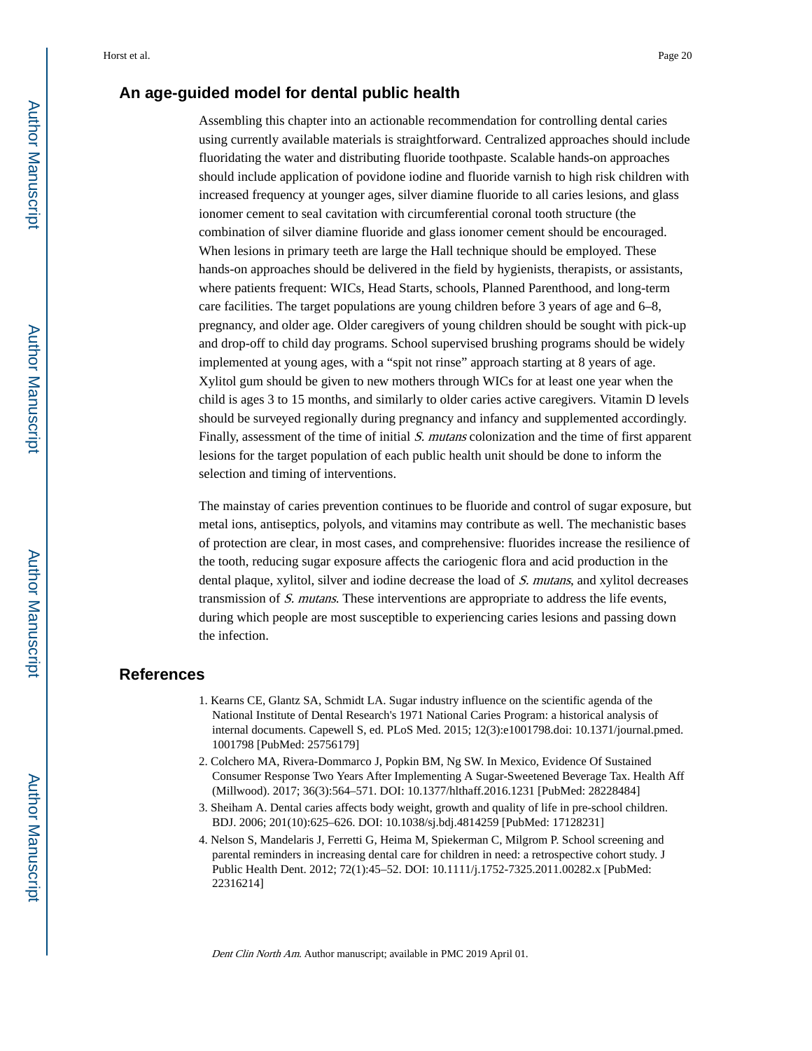## An age-guided model for dental public health

Assembling this chapter into an actionable recommendation for controlling dental caries using currently available materials is straightforward. Centralized approaches should include fluoridating the water and distributing fluoride toothpaste. Scalable hands-on approaches should include application of povidone iodine and fluoride varnish to high risk children with increased frequency at younger ages, silver diamine fluoride to all caries lesions, and glass ionomer cement to seal cavitation with circumferential coronal tooth structure (the combination of silver diamine fluoride and glass ionomer cement should be encouraged. When lesions in primary teeth are large the Hall technique should be employed. These hands-on approaches should be delivered in the field by hygienists, therapists, or assistants, where patients frequent: WICs, Head Starts, schools, Planned Parenthood, and long-term care facilities. The target populations are young children before 3 years of age and 6–8, pregnancy, and older age. Older caregivers of young children should be sought with pick-up and drop-off to child day programs. School supervised brushing programs should be widely implemented at young ages, with a "spit not rinse" approach starting at 8 years of age. Xylitol gum should be given to new mothers through WICs for at least one year when the child is ages 3 to 15 months, and similarly to older caries active caregivers. Vitamin D levels should be surveyed regionally during pregnancy and infancy and supplemented accordingly. Finally, assessment of the time of initial *S. mutans* colonization and the time of first apparent lesions for the target population of each public health unit should be done to inform the selection and timing of interventions.

The mainstay of caries prevention continues to be fluoride and control of sugar exposure, but metal ions, antiseptics, polyols, and vitamins may contribute as well. The mechanistic bases of protection are clear, in most cases, and comprehensive: fluorides increase the resilience of the tooth, reducing sugar exposure affects the cariogenic flora and acid production in the dental plaque, xylitol, silver and iodine decrease the load of *S. mutans*, and xylitol decreases transmission of *S. mutans*. These interventions are appropriate to address the life events, during which people are most susceptible to experiencing caries lesions and passing down the infection.

## References

1. Kearns CE, Glantz SA, Schmidt LA. Sugar industry influence on the scientific agenda of the National Institute of Dental Research's 1971 National Caries Program: a historical analysis of internal documents. Capewell S, ed. PLoS Med. 2015; 12(3):e1001798.doi: 10.1371/journal.pmed.1001798 [PubMed: 25756179]
2. Colchero MA, Rivera-Dommarco J, Popkin BM, Ng SW. In Mexico, Evidence Of Sustained Consumer Response Two Years After Implementing A Sugar-Sweetened Beverage Tax. Health Aff (Millwood). 2017; 36(3):564–571. DOI: 10.1377/hlthaff.2016.1231 [PubMed: 28228484]
3. Sheiham A. Dental caries affects body weight, growth and quality of life in pre-school children. BDJ. 2006; 201(10):625–626. DOI: 10.1038/sj.bdj.4814259 [PubMed: 17128231]
4. Nelson S, Mandelaris J, Ferretti G, Heima M, Spiekerman C, Milgrom P. School screening and parental reminders in increasing dental care for children in need: a retrospective cohort study. J Public Health Dent. 2012; 72(1):45–52. DOI: 10.1111/j.1752-7325.2011.00282.x [PubMed: 22316214]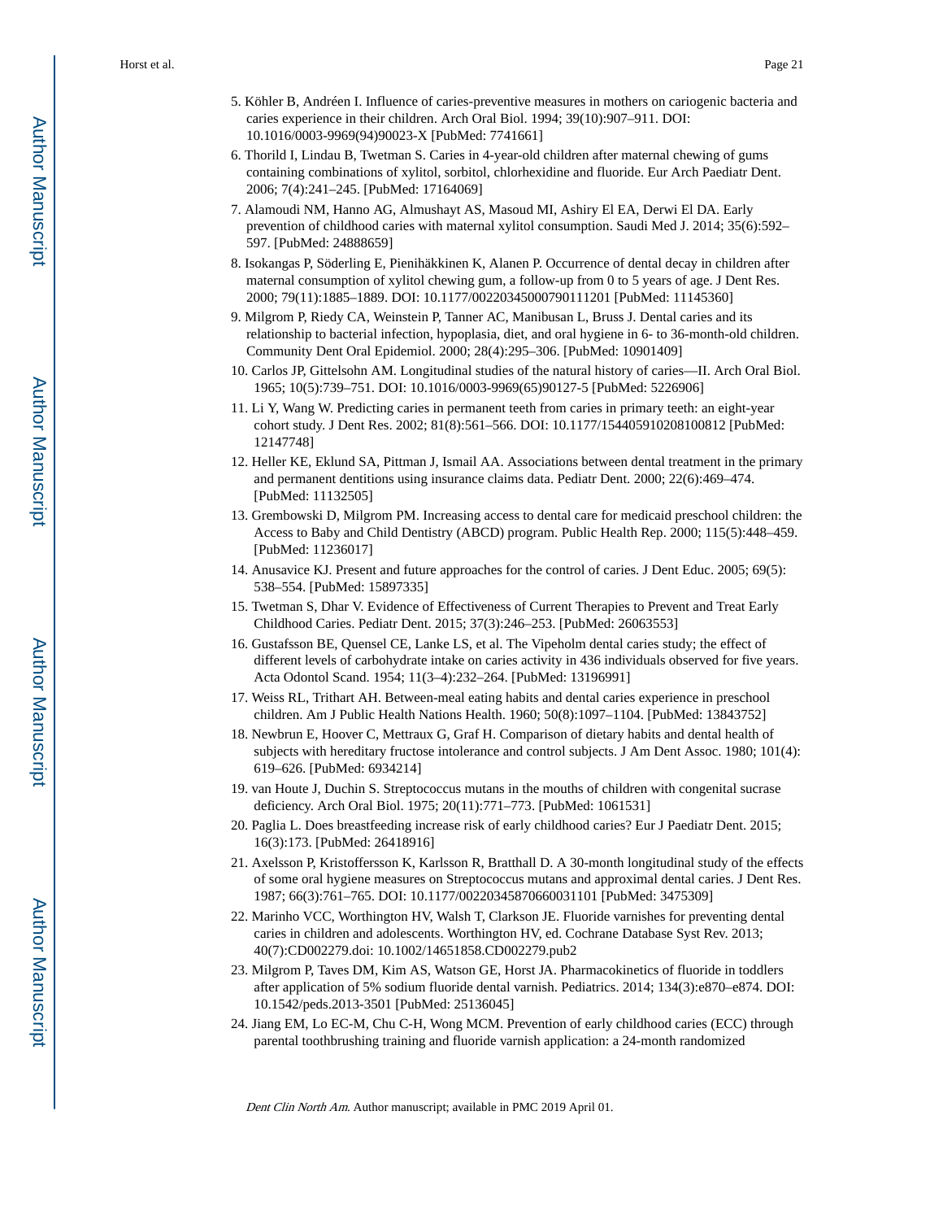5. Köhler B, Andréen I. Influence of caries-preventive measures in mothers on cariogenic bacteria and caries experience in their children. Arch Oral Biol. 1994; 39(10):907–911. DOI: 10.1016/0003-9969(94)90023-X [PubMed: 7741661]
6. Thorild I, Lindau B, Twetman S. Caries in 4-year-old children after maternal chewing of gums containing combinations of xylitol, sorbitol, chlorhexidine and fluoride. Eur Arch Paediatr Dent. 2006; 7(4):241–245. [PubMed: 17164069]
7. Alamoudi NM, Hanno AG, Almushayt AS, Masoud MI, Ashiry El EA, Derwi El DA. Early prevention of childhood caries with maternal xylitol consumption. Saudi Med J. 2014; 35(6):592–597. [PubMed: 24888659]
8. Isokangas P, Söderling E, Pienihäkkinen K, Alanen P. Occurrence of dental decay in children after maternal consumption of xylitol chewing gum, a follow-up from 0 to 5 years of age. J Dent Res. 2000; 79(11):1885–1889. DOI: 10.1177/00220345000790111201 [PubMed: 11145360]
9. Milgrom P, Riedy CA, Weinstein P, Tanner AC, Manibusan L, Bruss J. Dental caries and its relationship to bacterial infection, hypoplasia, diet, and oral hygiene in 6- to 36-month-old children. Community Dent Oral Epidemiol. 2000; 28(4):295–306. [PubMed: 10901409]
10. Carlos JP, Gittelsohn AM. Longitudinal studies of the natural history of caries—II. Arch Oral Biol. 1965; 10(5):739–751. DOI: 10.1016/0003-9969(65)90127-5 [PubMed: 5226906]
11. Li Y, Wang W. Predicting caries in permanent teeth from caries in primary teeth: an eight-year cohort study. J Dent Res. 2002; 81(8):561–566. DOI: 10.1177/154405910208100812 [PubMed: 12147748]
12. Heller KE, Eklund SA, Pittman J, Ismail AA. Associations between dental treatment in the primary and permanent dentitions using insurance claims data. Pediatr Dent. 2000; 22(6):469–474. [PubMed: 11132505]
13. Grembowski D, Milgrom PM. Increasing access to dental care for medicaid preschool children: the Access to Baby and Child Dentistry (ABCD) program. Public Health Rep. 2000; 115(5):448–459. [PubMed: 11236017]
14. Anusavice KJ. Present and future approaches for the control of caries. J Dent Educ. 2005; 69(5): 538–554. [PubMed: 15897335]
15. Twetman S, Dhar V. Evidence of Effectiveness of Current Therapies to Prevent and Treat Early Childhood Caries. Pediatr Dent. 2015; 37(3):246–253. [PubMed: 26063553]
16. Gustafsson BE, Quensel CE, Lanke LS, et al. The Vipeholm dental caries study; the effect of different levels of carbohydrate intake on caries activity in 436 individuals observed for five years. Acta Odontol Scand. 1954; 11(3–4):232–264. [PubMed: 13196991]
17. Weiss RL, Trithart AH. Between-meal eating habits and dental caries experience in preschool children. Am J Public Health Nations Health. 1960; 50(8):1097–1104. [PubMed: 13843752]
18. Newbrun E, Hoover C, Mettraux G, Graf H. Comparison of dietary habits and dental health of subjects with hereditary fructose intolerance and control subjects. J Am Dent Assoc. 1980; 101(4): 619–626. [PubMed: 6934214]
19. van Houte J, Duchin S. Streptococcus mutans in the mouths of children with congenital sucrase deficiency. Arch Oral Biol. 1975; 20(11):771–773. [PubMed: 1061531]
20. Paglia L. Does breastfeeding increase risk of early childhood caries? Eur J Paediatr Dent. 2015; 16(3):173. [PubMed: 26418916]
21. Axelsson P, Kristoffersson K, Karlsson R, Bratthall D. A 30-month longitudinal study of the effects of some oral hygiene measures on Streptococcus mutans and approximal dental caries. J Dent Res. 1987; 66(3):761–765. DOI: 10.1177/00220345870660031101 [PubMed: 3475309]
22. Marinho VCC, Worthington HV, Walsh T, Clarkson JE. Fluoride varnishes for preventing dental caries in children and adolescents. Worthington HV, ed. Cochrane Database Syst Rev. 2013; 40(7):CD002279.doi: 10.1002/14651858.CD002279.pub2
23. Milgrom P, Taves DM, Kim AS, Watson GE, Horst JA. Pharmacokinetics of fluoride in toddlers after application of 5% sodium fluoride dental varnish. Pediatrics. 2014; 134(3):e870–e874. DOI: 10.1542/peds.2013-3501 [PubMed: 25136045]
24. Jiang EM, Lo EC-M, Chu C-H, Wong MCM. Prevention of early childhood caries (ECC) through parental toothbrushing training and fluoride varnish application: a 24-month randomized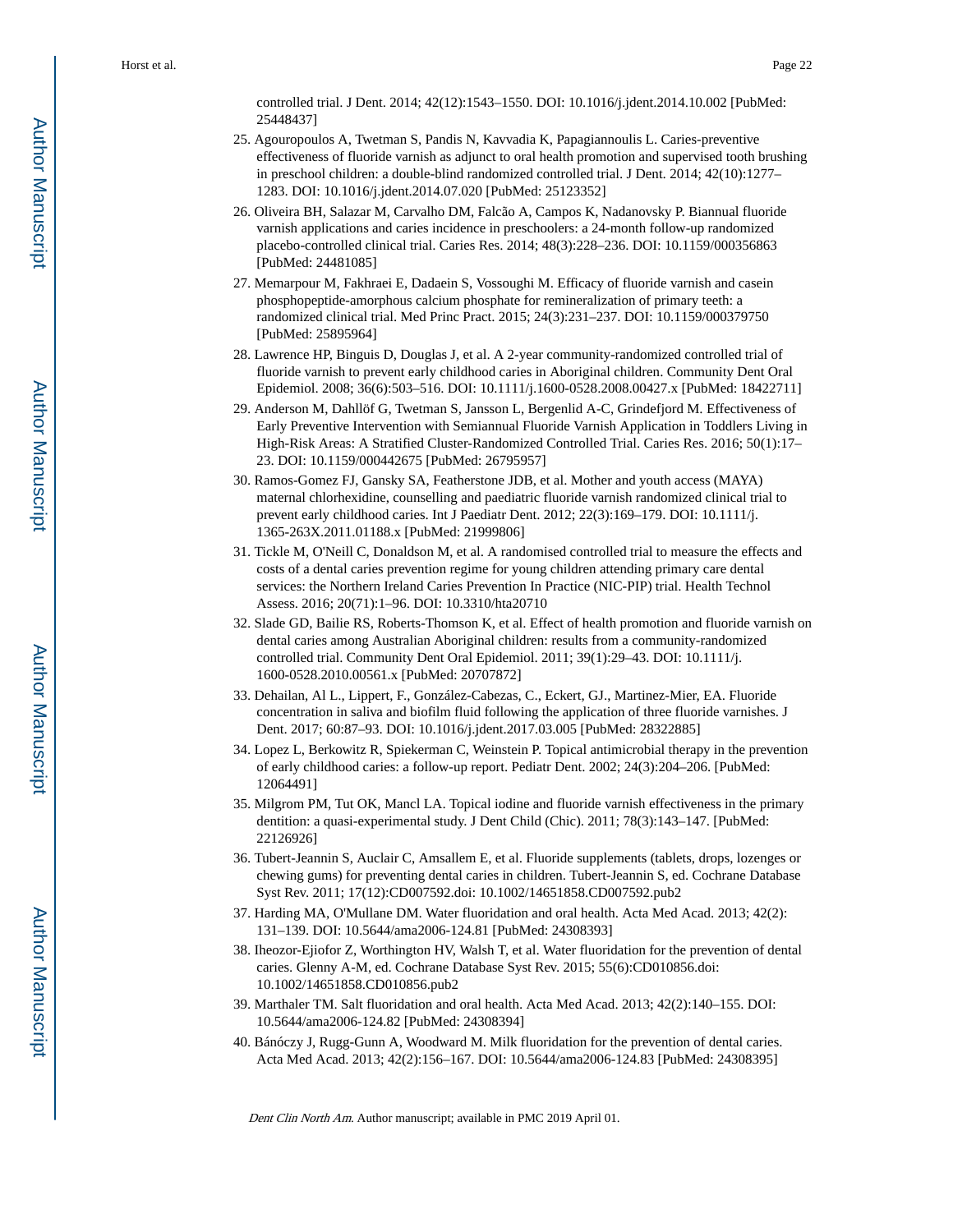controlled trial. J Dent. 2014; 42(12):1543–1550. DOI: 10.1016/j.jdent.2014.10.002 [PubMed: 25448437]

25. Agouropoulos A, Twetman S, Pandis N, Kavvadia K, Papagiannoulis L. Caries-preventive effectiveness of fluoride varnish as adjunct to oral health promotion and supervised tooth brushing in preschool children: a double-blind randomized controlled trial. J Dent. 2014; 42(10):1277–1283. DOI: 10.1016/j.jdent.2014.07.020 [PubMed: 25123352]
26. Oliveira BH, Salazar M, Carvalho DM, Falcão A, Campos K, Nadanovsky P. Biannual fluoride varnish applications and caries incidence in preschoolers: a 24-month follow-up randomized placebo-controlled clinical trial. Caries Res. 2014; 48(3):228–236. DOI: 10.1159/000356863 [PubMed: 24481085]
27. Memarpour M, Fakhraei E, Dadaein S, Vossoughi M. Efficacy of fluoride varnish and casein phosphopeptide-amorphous calcium phosphate for remineralization of primary teeth: a randomized clinical trial. Med Princ Pract. 2015; 24(3):231–237. DOI: 10.1159/000379750 [PubMed: 25895964]
28. Lawrence HP, Binguis D, Douglas J, et al. A 2-year community-randomized controlled trial of fluoride varnish to prevent early childhood caries in Aboriginal children. Community Dent Oral Epidemiol. 2008; 36(6):503–516. DOI: 10.1111/j.1600-0528.2008.00427.x [PubMed: 18422711]
29. Anderson M, Dahllöf G, Twetman S, Jansson L, Bergenlid A-C, Grindefjord M. Effectiveness of Early Preventive Intervention with Semiannual Fluoride Varnish Application in Toddlers Living in High-Risk Areas: A Stratified Cluster-Randomized Controlled Trial. Caries Res. 2016; 50(1):17–23. DOI: 10.1159/000442675 [PubMed: 26795957]
30. Ramos-Gomez FJ, Gansky SA, Featherstone JDB, et al. Mother and youth access (MAYA) maternal chlorhexidine, counselling and paediatric fluoride varnish randomized clinical trial to prevent early childhood caries. Int J Paediatr Dent. 2012; 22(3):169–179. DOI: 10.1111/j.1365-263X.2011.01188.x [PubMed: 21999806]
31. Tickle M, O'Neill C, Donaldson M, et al. A randomised controlled trial to measure the effects and costs of a dental caries prevention regime for young children attending primary care dental services: the Northern Ireland Caries Prevention In Practice (NIC-PIP) trial. Health Technol Assess. 2016; 20(71):1–96. DOI: 10.3310/hta20710
32. Slade GD, Bailie RS, Roberts-Thomson K, et al. Effect of health promotion and fluoride varnish on dental caries among Australian Aboriginal children: results from a community-randomized controlled trial. Community Dent Oral Epidemiol. 2011; 39(1):29–43. DOI: 10.1111/j.1600-0528.2010.00561.x [PubMed: 20707872]
33. Dehailan, Al L., Lippert, F., González-Cabezas, C., Eckert, GJ., Martinez-Mier, EA. Fluoride concentration in saliva and biofilm fluid following the application of three fluoride varnishes. J Dent. 2017; 60:87–93. DOI: 10.1016/j.jdent.2017.03.005 [PubMed: 28322885]
34. Lopez L, Berkowitz R, Spiekerman C, Weinstein P. Topical antimicrobial therapy in the prevention of early childhood caries: a follow-up report. Pediatr Dent. 2002; 24(3):204–206. [PubMed: 12064491]
35. Milgrom PM, Tut OK, Mancl LA. Topical iodine and fluoride varnish effectiveness in the primary dentition: a quasi-experimental study. J Dent Child (Chic). 2011; 78(3):143–147. [PubMed: 22126926]
36. Tubert-Jeannin S, Auclair C, Amsallem E, et al. Fluoride supplements (tablets, drops, lozenges or chewing gums) for preventing dental caries in children. Tubert-Jeannin S, ed. Cochrane Database Syst Rev. 2011; 17(12):CD007592.doi: 10.1002/14651858.CD007592.pub2
37. Harding MA, O'Mullane DM. Water fluoridation and oral health. Acta Med Acad. 2013; 42(2):131–139. DOI: 10.5644/ama2006-124.81 [PubMed: 24308393]
38. Iheozor-Ejiofor Z, Worthington HV, Walsh T, et al. Water fluoridation for the prevention of dental caries. Glenny A-M, ed. Cochrane Database Syst Rev. 2015; 55(6):CD010856.doi: 10.1002/14651858.CD010856.pub2
39. Marthaler TM. Salt fluoridation and oral health. Acta Med Acad. 2013; 42(2):140–155. DOI: 10.5644/ama2006-124.82 [PubMed: 24308394]
40. Bánóczy J, Rugg-Gunn A, Woodward M. Milk fluoridation for the prevention of dental caries. Acta Med Acad. 2013; 42(2):156–167. DOI: 10.5644/ama2006-124.83 [PubMed: 24308395]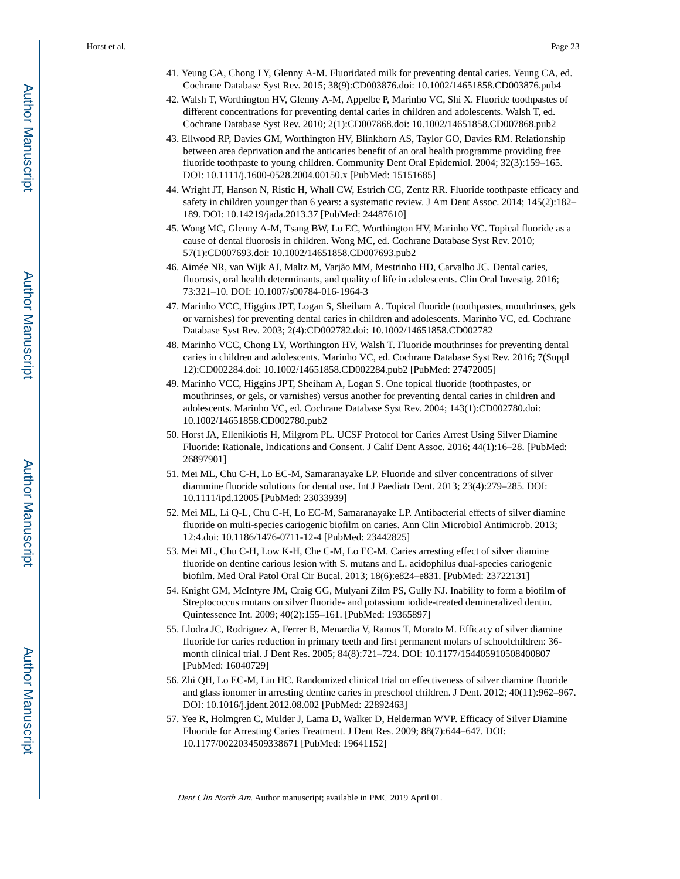41. Yeung CA, Chong LY, Glenny A-M. Fluoridated milk for preventing dental caries. Yeung CA, ed. Cochrane Database Syst Rev. 2015; 38(9):CD003876.doi: 10.1002/14651858.CD003876.pub4
42. Walsh T, Worthington HV, Glenny A-M, Appelbe P, Marinho VC, Shi X. Fluoride toothpastes of different concentrations for preventing dental caries in children and adolescents. Walsh T, ed. Cochrane Database Syst Rev. 2010; 2(1):CD007868.doi: 10.1002/14651858.CD007868.pub2
43. Ellwood RP, Davies GM, Worthington HV, Blinkhorn AS, Taylor GO, Davies RM. Relationship between area deprivation and the anticaries benefit of an oral health programme providing free fluoride toothpaste to young children. Community Dent Oral Epidemiol. 2004; 32(3):159–165. DOI: 10.1111/j.1600-0528.2004.00150.x [PubMed: 15151685]
44. Wright JT, Hanson N, Ristic H, Whall CW, Estrich CG, Zentz RR. Fluoride toothpaste efficacy and safety in children younger than 6 years: a systematic review. J Am Dent Assoc. 2014; 145(2):182–189. DOI: 10.14219/jada.2013.37 [PubMed: 24487610]
45. Wong MC, Glenny A-M, Tsang BW, Lo EC, Worthington HV, Marinho VC. Topical fluoride as a cause of dental fluorosis in children. Wong MC, ed. Cochrane Database Syst Rev. 2010; 57(1):CD007693.doi: 10.1002/14651858.CD007693.pub2
46. Aimée NR, van Wijk AJ, Maltz M, Varjão MM, Mestrinho HD, Carvalho JC. Dental caries, fluorosis, oral health determinants, and quality of life in adolescents. Clin Oral Investig. 2016; 73:321–10. DOI: 10.1007/s00784-016-1964-3
47. Marinho VCC, Higgins JPT, Logan S, Sheiham A. Topical fluoride (toothpastes, mouthrinses, gels or varnishes) for preventing dental caries in children and adolescents. Marinho VC, ed. Cochrane Database Syst Rev. 2003; 2(4):CD002782.doi: 10.1002/14651858.CD002782
48. Marinho VCC, Chong LY, Worthington HV, Walsh T. Fluoride mouthrinses for preventing dental caries in children and adolescents. Marinho VC, ed. Cochrane Database Syst Rev. 2016; 7(Suppl 12):CD002284.doi: 10.1002/14651858.CD002284.pub2 [PubMed: 27472005]
49. Marinho VCC, Higgins JPT, Sheiham A, Logan S. One topical fluoride (toothpastes, or mouthrinses, or gels, or varnishes) versus another for preventing dental caries in children and adolescents. Marinho VC, ed. Cochrane Database Syst Rev. 2004; 143(1):CD002780.doi: 10.1002/14651858.CD002780.pub2
50. Horst JA, Ellenikiotis H, Milgrom PL. UCSF Protocol for Caries Arrest Using Silver Diamine Fluoride: Rationale, Indications and Consent. J Calif Dent Assoc. 2016; 44(1):16–28. [PubMed: 26897901]
51. Mei ML, Chu C-H, Lo EC-M, Samaranayake LP. Fluoride and silver concentrations of silver diammine fluoride solutions for dental use. Int J Paediatr Dent. 2013; 23(4):279–285. DOI: 10.1111/ipd.12005 [PubMed: 23033939]
52. Mei ML, Li Q-L, Chu C-H, Lo EC-M, Samaranayake LP. Antibacterial effects of silver diamine fluoride on multi-species cariogenic biofilm on caries. Ann Clin Microbiol Antimicrob. 2013; 12:4.doi: 10.1186/1476-0711-12-4 [PubMed: 23442825]
53. Mei ML, Chu C-H, Low K-H, Che C-M, Lo EC-M. Caries arresting effect of silver diamine fluoride on dentine carious lesion with S. mutans and L. acidophilus dual-species cariogenic biofilm. Med Oral Patol Oral Cir Bucal. 2013; 18(6):e824–e831. [PubMed: 23722131]
54. Knight GM, McIntyre JM, Craig GG, Mulyani Zilm PS, Gully NJ. Inability to form a biofilm of Streptococcus mutans on silver fluoride- and potassium iodide-treated demineralized dentin. Quintessence Int. 2009; 40(2):155–161. [PubMed: 19365897]
55. Llodra JC, Rodriguez A, Ferrer B, Menardia V, Ramos T, Morato M. Efficacy of silver diamine fluoride for caries reduction in primary teeth and first permanent molars of schoolchildren: 36-month clinical trial. J Dent Res. 2005; 84(8):721–724. DOI: 10.1177/154405910508400807 [PubMed: 16040729]
56. Zhi QH, Lo EC-M, Lin HC. Randomized clinical trial on effectiveness of silver diamine fluoride and glass ionomer in arresting dentine caries in preschool children. J Dent. 2012; 40(11):962–967. DOI: 10.1016/j.jdent.2012.08.002 [PubMed: 22892463]
57. Yee R, Holmgren C, Mulder J, Lama D, Walker D, Helderman WVP. Efficacy of Silver Diamine Fluoride for Arresting Caries Treatment. J Dent Res. 2009; 88(7):644–647. DOI: 10.1177/0022034509338671 [PubMed: 19641152]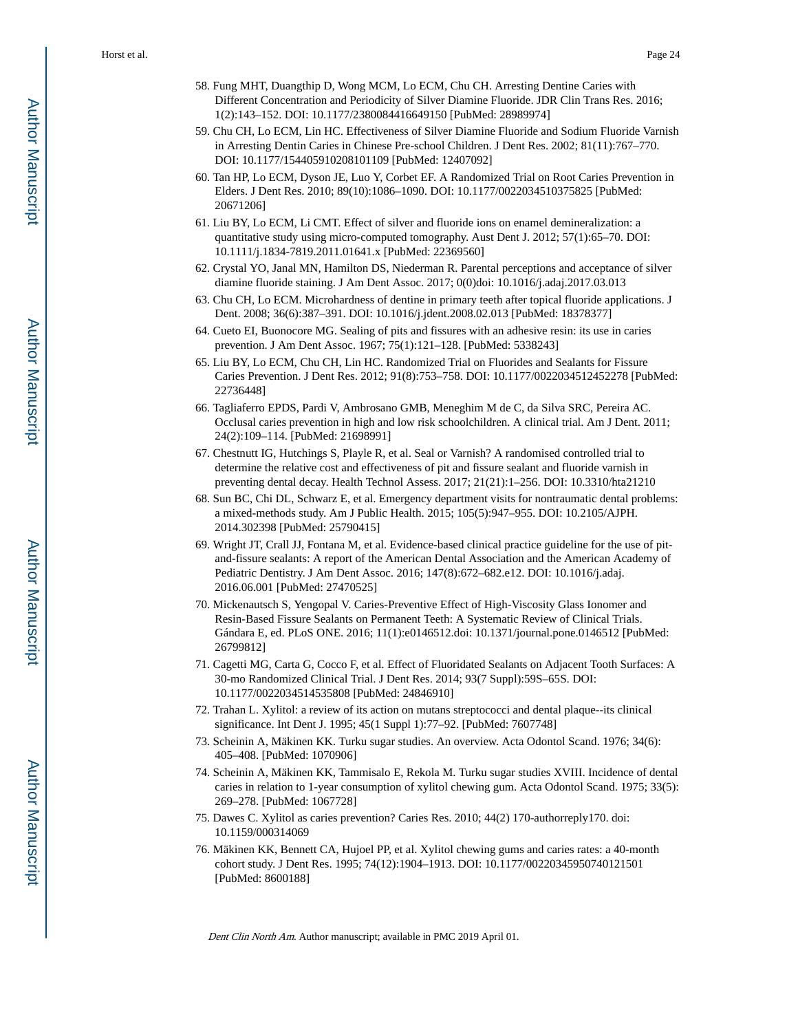58. Fung MHT, Duangthip D, Wong MCM, Lo ECM, Chu CH. Arresting Dentine Caries with Different Concentration and Periodicity of Silver Diamine Fluoride. JDR Clin Trans Res. 2016; 1(2):143–152. DOI: 10.1177/2380084416649150 [PubMed: 28989974]
59. Chu CH, Lo ECM, Lin HC. Effectiveness of Silver Diamine Fluoride and Sodium Fluoride Varnish in Arresting Dentin Caries in Chinese Pre-school Children. J Dent Res. 2002; 81(11):767–770. DOI: 10.1177/154405910208101109 [PubMed: 12407092]
60. Tan HP, Lo ECM, Dyson JE, Luo Y, Corbet EF. A Randomized Trial on Root Caries Prevention in Elders. J Dent Res. 2010; 89(10):1086–1090. DOI: 10.1177/0022034510375825 [PubMed: 20671206]
61. Liu BY, Lo ECM, Li CMT. Effect of silver and fluoride ions on enamel demineralization: a quantitative study using micro-computed tomography. Aust Dent J. 2012; 57(1):65–70. DOI: 10.1111/j.1834-7819.2011.01641.x [PubMed: 22369560]
62. Crystal YO, Janal MN, Hamilton DS, Niederman R. Parental perceptions and acceptance of silver diamine fluoride staining. J Am Dent Assoc. 2017; 0(0)doi: 10.1016/j.adaj.2017.03.013
63. Chu CH, Lo ECM. Microhardness of dentine in primary teeth after topical fluoride applications. J Dent. 2008; 36(6):387–391. DOI: 10.1016/j.jdent.2008.02.013 [PubMed: 18378377]
64. Cueto EI, Buonocore MG. Sealing of pits and fissures with an adhesive resin: its use in caries prevention. J Am Dent Assoc. 1967; 75(1):121–128. [PubMed: 5338243]
65. Liu BY, Lo ECM, Chu CH, Lin HC. Randomized Trial on Fluorides and Sealants for Fissure Caries Prevention. J Dent Res. 2012; 91(8):753–758. DOI: 10.1177/0022034512452278 [PubMed: 22736448]
66. Tagliaferro EPDS, Pardi V, Ambrosano GMB, Meneghim M de C, da Silva SRC, Pereira AC. Occlusal caries prevention in high and low risk schoolchildren. A clinical trial. Am J Dent. 2011; 24(2):109–114. [PubMed: 21698991]
67. Chestnutt IG, Hutchings S, Playle R, et al. Seal or Varnish? A randomised controlled trial to determine the relative cost and effectiveness of pit and fissure sealant and fluoride varnish in preventing dental decay. Health Technol Assess. 2017; 21(21):1–256. DOI: 10.3310/hta21210
68. Sun BC, Chi DL, Schwarz E, et al. Emergency department visits for nontraumatic dental problems: a mixed-methods study. Am J Public Health. 2015; 105(5):947–955. DOI: 10.2105/AJPH.2014.302398 [PubMed: 25790415]
69. Wright JT, Crall JJ, Fontana M, et al. Evidence-based clinical practice guideline for the use of pit-and-fissure sealants: A report of the American Dental Association and the American Academy of Pediatric Dentistry. J Am Dent Assoc. 2016; 147(8):672–682.e12. DOI: 10.1016/j.adaj.2016.06.001 [PubMed: 27470525]
70. Mickenautsch S, Yengopal V. Caries-Preventive Effect of High-Viscosity Glass Ionomer and Resin-Based Fissure Sealants on Permanent Teeth: A Systematic Review of Clinical Trials. Gándara E, ed. PLoS ONE. 2016; 11(1):e0146512.doi: 10.1371/journal.pone.0146512 [PubMed: 26799812]
71. Cagetti MG, Carta G, Cocco F, et al. Effect of Fluoridated Sealants on Adjacent Tooth Surfaces: A 30-mo Randomized Clinical Trial. J Dent Res. 2014; 93(7 Suppl):59S–65S. DOI: 10.1177/0022034514535808 [PubMed: 24846910]
72. Trahan L. Xylitol: a review of its action on mutans streptococci and dental plaque--its clinical significance. Int Dent J. 1995; 45(1 Suppl 1):77–92. [PubMed: 7607748]
73. Scheinin A, Mäkinen KK. Turku sugar studies. An overview. Acta Odontol Scand. 1976; 34(6): 405–408. [PubMed: 1070906]
74. Scheinin A, Mäkinen KK, Tammisalo E, Rekola M. Turku sugar studies XVIII. Incidence of dental caries in relation to 1-year consumption of xylitol chewing gum. Acta Odontol Scand. 1975; 33(5): 269–278. [PubMed: 1067728]
75. Dawes C. Xylitol as caries prevention? Caries Res. 2010; 44(2) 170-authorreply170. doi: 10.1159/000314069
76. Mäkinen KK, Bennett CA, Hujoel PP, et al. Xylitol chewing gums and caries rates: a 40-month cohort study. J Dent Res. 1995; 74(12):1904–1913. DOI: 10.1177/00220345950740121501 [PubMed: 8600188]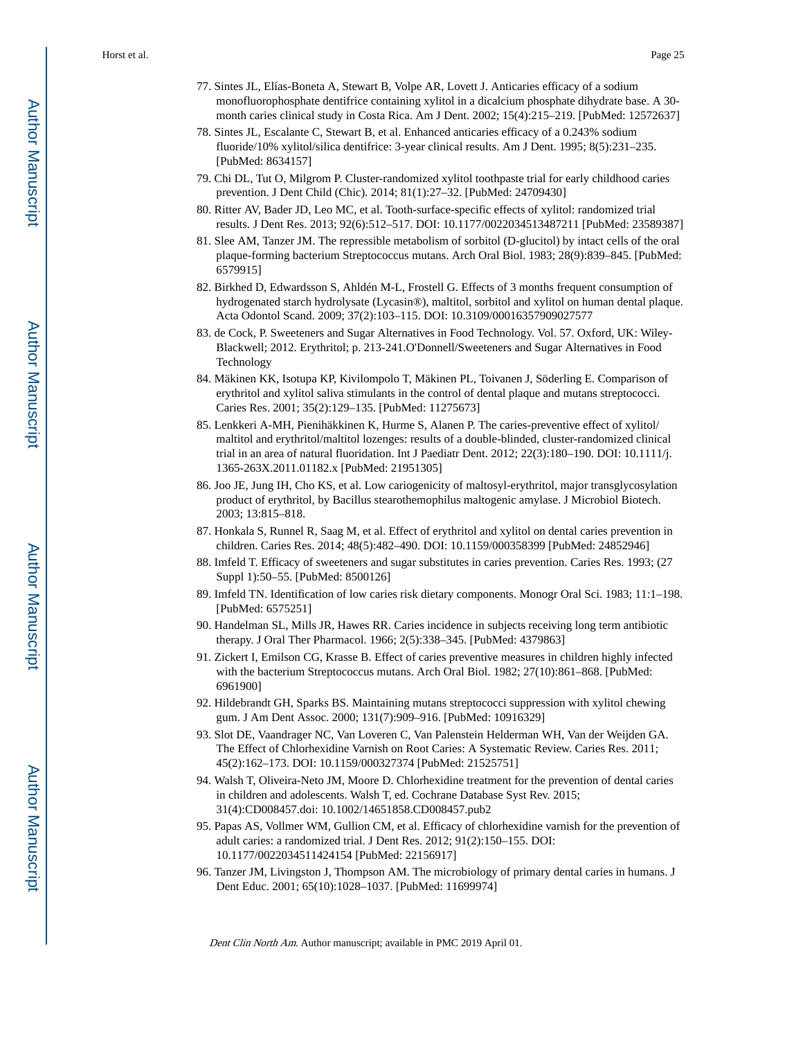77. Sintes JL, Elías-Boneta A, Stewart B, Volpe AR, Lovett J. Anticaries efficacy of a sodium monofluorophosphate dentifrice containing xylitol in a dicalcium phosphate dihydrate base. A 30-month caries clinical study in Costa Rica. Am J Dent. 2002; 15(4):215–219. [PubMed: 12572637]
78. Sintes JL, Escalante C, Stewart B, et al. Enhanced anticaries efficacy of a 0.243% sodium fluoride/10% xylitol/silica dentifrice: 3-year clinical results. Am J Dent. 1995; 8(5):231–235. [PubMed: 8634157]
79. Chi DL, Tut O, Milgrom P. Cluster-randomized xylitol toothpaste trial for early childhood caries prevention. J Dent Child (Chic). 2014; 81(1):27–32. [PubMed: 24709430]
80. Ritter AV, Bader JD, Leo MC, et al. Tooth-surface-specific effects of xylitol: randomized trial results. J Dent Res. 2013; 92(6):512–517. DOI: 10.1177/0022034513487211 [PubMed: 23589387]
81. Slee AM, Tanzer JM. The repressible metabolism of sorbitol (D-glucitol) by intact cells of the oral plaque-forming bacterium Streptococcus mutans. Arch Oral Biol. 1983; 28(9):839–845. [PubMed: 6579915]
82. Birkhed D, Edwardsson S, Ahldén M-L, Frostell G. Effects of 3 months frequent consumption of hydrogenated starch hydrolysate (Lycasin®), maltitol, sorbitol and xylitol on human dental plaque. Acta Odontol Scand. 2009; 37(2):103–115. DOI: 10.3109/00016357909027577
83. de Cock, P. Sweeteners and Sugar Alternatives in Food Technology. Vol. 57. Oxford, UK: Wiley-Blackwell; 2012. Erythritol; p. 213-241.O'Donnell/Sweeteners and Sugar Alternatives in Food Technology
84. Mäkinen KK, Isotupa KP, Kivilompolo T, Mäkinen PL, Toivanen J, Söderling E. Comparison of erythritol and xylitol saliva stimulants in the control of dental plaque and mutans streptococci. Caries Res. 2001; 35(2):129–135. [PubMed: 11275673]
85. Lenkkeri A-MH, Pienihäkkinen K, Hurme S, Alanen P. The caries-preventive effect of xylitol/maltitol and erythritol/maltitol lozenges: results of a double-blinded, cluster-randomized clinical trial in an area of natural fluoridation. Int J Paediatr Dent. 2012; 22(3):180–190. DOI: 10.1111/j.1365-263X.2011.01182.x [PubMed: 21951305]
86. Joo JE, Jung IH, Cho KS, et al. Low cariogenicity of maltosyl-erythritol, major transglycosylation product of erythritol, by Bacillus stearothemophilus maltogenic amylase. J Microbiol Biotech. 2003; 13:815–818.
87. Honkala S, Runnel R, Saag M, et al. Effect of erythritol and xylitol on dental caries prevention in children. Caries Res. 2014; 48(5):482–490. DOI: 10.1159/000358399 [PubMed: 24852946]
88. Imfeld T. Efficacy of sweeteners and sugar substitutes in caries prevention. Caries Res. 1993; (27 Suppl 1):50–55. [PubMed: 8500126]
89. Imfeld TN. Identification of low caries risk dietary components. Monogr Oral Sci. 1983; 11:1–198. [PubMed: 6575251]
90. Handelman SL, Mills JR, Hawes RR. Caries incidence in subjects receiving long term antibiotic therapy. J Oral Ther Pharmacol. 1966; 2(5):338–345. [PubMed: 4379863]
91. Zickert I, Emilson CG, Krasse B. Effect of caries preventive measures in children highly infected with the bacterium Streptococcus mutans. Arch Oral Biol. 1982; 27(10):861–868. [PubMed: 6961900]
92. Hildebrandt GH, Sparks BS. Maintaining mutans streptococci suppression with xylitol chewing gum. J Am Dent Assoc. 2000; 131(7):909–916. [PubMed: 10916329]
93. Slot DE, Vaandrager NC, Van Loveren C, Van Palenstein Helderman WH, Van der Weijden GA. The Effect of Chlorhexidine Varnish on Root Caries: A Systematic Review. Caries Res. 2011; 45(2):162–173. DOI: 10.1159/000327374 [PubMed: 21525751]
94. Walsh T, Oliveira-Neto JM, Moore D. Chlorhexidine treatment for the prevention of dental caries in children and adolescents. Walsh T, ed. Cochrane Database Syst Rev. 2015; 31(4):CD008457.doi: 10.1002/14651858.CD008457.pub2
95. Papas AS, Vollmer WM, Gullion CM, et al. Efficacy of chlorhexidine varnish for the prevention of adult caries: a randomized trial. J Dent Res. 2012; 91(2):150–155. DOI: 10.1177/0022034511424154 [PubMed: 22156917]
96. Tanzer JM, Livingston J, Thompson AM. The microbiology of primary dental caries in humans. J Dent Educ. 2001; 65(10):1028–1037. [PubMed: 11699974]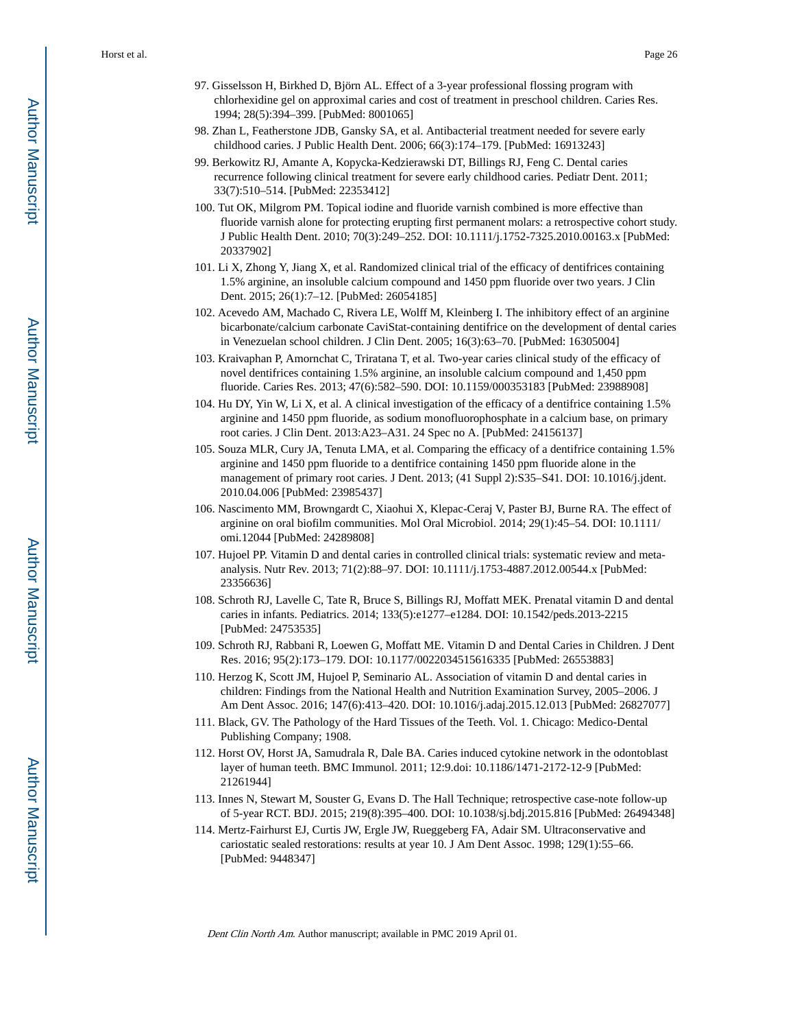97. Gisselsson H, Birkhed D, Björn AL. Effect of a 3-year professional flossing program with chlorhexidine gel on approximal caries and cost of treatment in preschool children. Caries Res. 1994; 28(5):394–399. [PubMed: 8001065]
98. Zhan L, Featherstone JDB, Gansky SA, et al. Antibacterial treatment needed for severe early childhood caries. J Public Health Dent. 2006; 66(3):174–179. [PubMed: 16913243]
99. Berkowitz RJ, Amante A, Kopycka-Kedzierawski DT, Billings RJ, Feng C. Dental caries recurrence following clinical treatment for severe early childhood caries. Pediatr Dent. 2011; 33(7):510–514. [PubMed: 22353412]
100. Tut OK, Milgrom PM. Topical iodine and fluoride varnish combined is more effective than fluoride varnish alone for protecting erupting first permanent molars: a retrospective cohort study. J Public Health Dent. 2010; 70(3):249–252. DOI: 10.1111/j.1752-7325.2010.00163.x [PubMed: 20337902]
101. Li X, Zhong Y, Jiang X, et al. Randomized clinical trial of the efficacy of dentifrices containing 1.5% arginine, an insoluble calcium compound and 1450 ppm fluoride over two years. J Clin Dent. 2015; 26(1):7–12. [PubMed: 26054185]
102. Acevedo AM, Machado C, Rivera LE, Wolff M, Kleinberg I. The inhibitory effect of an arginine bicarbonate/calcium carbonate CaviStat-containing dentifrice on the development of dental caries in Venezuelan school children. J Clin Dent. 2005; 16(3):63–70. [PubMed: 16305004]
103. Kraivaphan P, Amornchat C, Triratana T, et al. Two-year caries clinical study of the efficacy of novel dentifrices containing 1.5% arginine, an insoluble calcium compound and 1,450 ppm fluoride. Caries Res. 2013; 47(6):582–590. DOI: 10.1159/000353183 [PubMed: 23988908]
104. Hu DY, Yin W, Li X, et al. A clinical investigation of the efficacy of a dentifrice containing 1.5% arginine and 1450 ppm fluoride, as sodium monofluorophosphate in a calcium base, on primary root caries. J Clin Dent. 2013:A23–A31. 24 Spec no A. [PubMed: 24156137]
105. Souza MLR, Cury JA, Tenuta LMA, et al. Comparing the efficacy of a dentifrice containing 1.5% arginine and 1450 ppm fluoride to a dentifrice containing 1450 ppm fluoride alone in the management of primary root caries. J Dent. 2013; (41 Suppl 2):S35–S41. DOI: 10.1016/j.jdent.2010.04.006 [PubMed: 23985437]
106. Nascimento MM, Browngardt C, Xiaohui X, Klepac-Ceraj V, Paster BJ, Burne RA. The effect of arginine on oral biofilm communities. Mol Oral Microbiol. 2014; 29(1):45–54. DOI: 10.1111/omi.12044 [PubMed: 24289808]
107. Hujoel PP. Vitamin D and dental caries in controlled clinical trials: systematic review and meta-analysis. Nutr Rev. 2013; 71(2):88–97. DOI: 10.1111/j.1753-4887.2012.00544.x [PubMed: 23356636]
108. Schroth RJ, Lavelle C, Tate R, Bruce S, Billings RJ, Moffatt MEK. Prenatal vitamin D and dental caries in infants. Pediatrics. 2014; 133(5):e1277–e1284. DOI: 10.1542/peds.2013-2215 [PubMed: 24753535]
109. Schroth RJ, Rabbani R, Loewen G, Moffatt ME. Vitamin D and Dental Caries in Children. J Dent Res. 2016; 95(2):173–179. DOI: 10.1177/0022034515616335 [PubMed: 26553883]
110. Herzog K, Scott JM, Hujoel P, Seminario AL. Association of vitamin D and dental caries in children: Findings from the National Health and Nutrition Examination Survey, 2005–2006. J Am Dent Assoc. 2016; 147(6):413–420. DOI: 10.1016/j.adaj.2015.12.013 [PubMed: 26827077]
111. Black, GV. The Pathology of the Hard Tissues of the Teeth. Vol. 1. Chicago: Medico-Dental Publishing Company; 1908.
112. Horst OV, Horst JA, Samudrala R, Dale BA. Caries induced cytokine network in the odontoblast layer of human teeth. BMC Immunol. 2011; 12:9.doi: 10.1186/1471-2172-12-9 [PubMed: 21261944]
113. Innes N, Stewart M, Souster G, Evans D. The Hall Technique; retrospective case-note follow-up of 5-year RCT. BDJ. 2015; 219(8):395–400. DOI: 10.1038/sj.bdj.2015.816 [PubMed: 26494348]
114. Mertz-Fairhurst EJ, Curtis JW, Ergle JW, Rueggeberg FA, Adair SM. Ultraconservative and cariostatic sealed restorations: results at year 10. J Am Dent Assoc. 1998; 129(1):55–66. [PubMed: 9448347]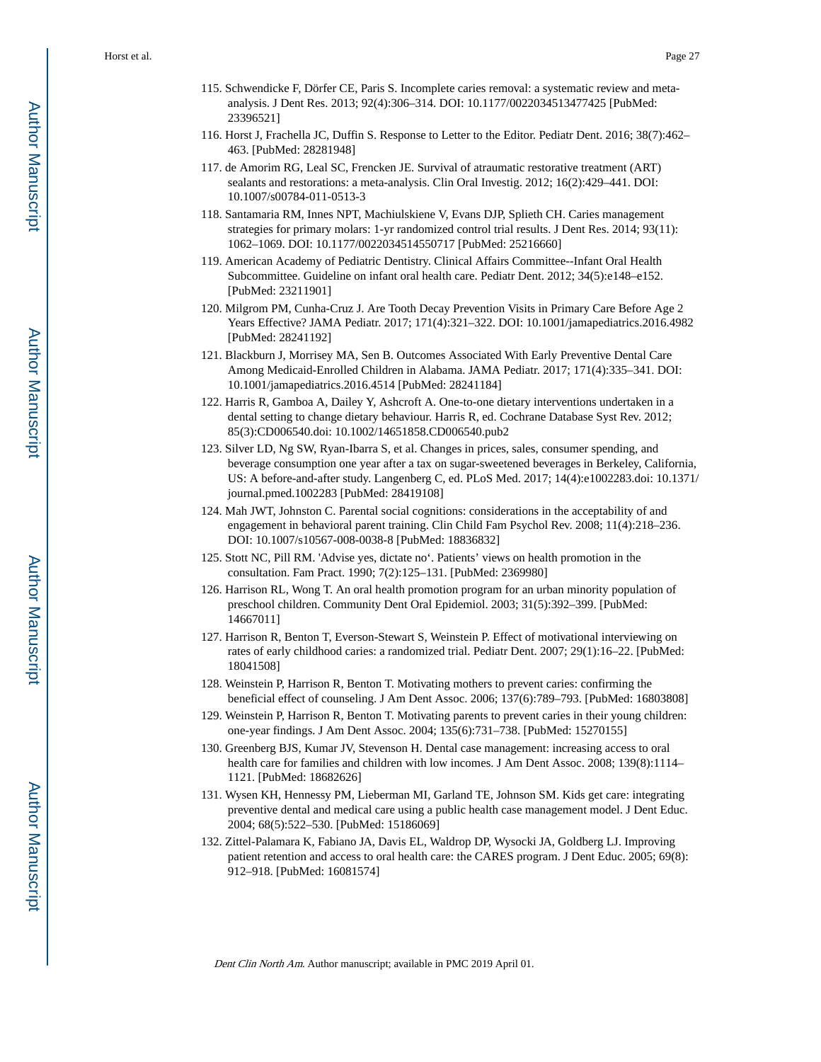115. Schwendicke F, Dörfer CE, Paris S. Incomplete caries removal: a systematic review and meta-analysis. J Dent Res. 2013; 92(4):306–314. DOI: 10.1177/0022034513477425 [PubMed: 23396521]
116. Horst J, Frachella JC, Duffin S. Response to Letter to the Editor. Pediatr Dent. 2016; 38(7):462–463. [PubMed: 28281948]
117. de Amorim RG, Leal SC, Frencken JE. Survival of atraumatic restorative treatment (ART) sealants and restorations: a meta-analysis. Clin Oral Investig. 2012; 16(2):429–441. DOI: 10.1007/s00784-011-0513-3
118. Santamaria RM, Innes NPT, Machiulskiene V, Evans DJP, Splieth CH. Caries management strategies for primary molars: 1-yr randomized control trial results. J Dent Res. 2014; 93(11): 1062–1069. DOI: 10.1177/0022034514550717 [PubMed: 25216660]
119. American Academy of Pediatric Dentistry. Clinical Affairs Committee--Infant Oral Health Subcommittee. Guideline on infant oral health care. Pediatr Dent. 2012; 34(5):e148–e152. [PubMed: 23211901]
120. Milgrom PM, Cunha-Cruz J. Are Tooth Decay Prevention Visits in Primary Care Before Age 2 Years Effective? JAMA Pediatr. 2017; 171(4):321–322. DOI: 10.1001/jamapediatrics.2016.4982 [PubMed: 28241192]
121. Blackburn J, Morrisey MA, Sen B. Outcomes Associated With Early Preventive Dental Care Among Medicaid-Enrolled Children in Alabama. JAMA Pediatr. 2017; 171(4):335–341. DOI: 10.1001/jamapediatrics.2016.4514 [PubMed: 28241184]
122. Harris R, Gamboa A, Dailey Y, Ashcroft A. One-to-one dietary interventions undertaken in a dental setting to change dietary behaviour. Harris R, ed. Cochrane Database Syst Rev. 2012; 85(3):CD006540.doi: 10.1002/14651858.CD006540.pub2
123. Silver LD, Ng SW, Ryan-Ibarra S, et al. Changes in prices, sales, consumer spending, and beverage consumption one year after a tax on sugar-sweetened beverages in Berkeley, California, US: A before-and-after study. Langenberg C, ed. PLoS Med. 2017; 14(4):e1002283.doi: 10.1371/journal.pmed.1002283 [PubMed: 28419108]
124. Mah JWT, Johnston C. Parental social cognitions: considerations in the acceptability of and engagement in behavioral parent training. Clin Child Fam Psychol Rev. 2008; 11(4):218–236. DOI: 10.1007/s10567-008-0038-8 [PubMed: 18836832]
125. Stott NC, Pill RM. 'Advise yes, dictate no'. Patients' views on health promotion in the consultation. Fam Pract. 1990; 7(2):125–131. [PubMed: 2369980]
126. Harrison RL, Wong T. An oral health promotion program for an urban minority population of preschool children. Community Dent Oral Epidemiol. 2003; 31(5):392–399. [PubMed: 14667011]
127. Harrison R, Benton T, Everson-Stewart S, Weinstein P. Effect of motivational interviewing on rates of early childhood caries: a randomized trial. Pediatr Dent. 2007; 29(1):16–22. [PubMed: 18041508]
128. Weinstein P, Harrison R, Benton T. Motivating mothers to prevent caries: confirming the beneficial effect of counseling. J Am Dent Assoc. 2006; 137(6):789–793. [PubMed: 16803808]
129. Weinstein P, Harrison R, Benton T. Motivating parents to prevent caries in their young children: one-year findings. J Am Dent Assoc. 2004; 135(6):731–738. [PubMed: 15270155]
130. Greenberg BJS, Kumar JV, Stevenson H. Dental case management: increasing access to oral health care for families and children with low incomes. J Am Dent Assoc. 2008; 139(8):1114–1121. [PubMed: 18682626]
131. Wysen KH, Hennessy PM, Lieberman MI, Garland TE, Johnson SM. Kids get care: integrating preventive dental and medical care using a public health case management model. J Dent Educ. 2004; 68(5):522–530. [PubMed: 15186069]
132. Zittel-Palamara K, Fabiano JA, Davis EL, Waldrop DP, Wysocki JA, Goldberg LJ. Improving patient retention and access to oral health care: the CARES program. J Dent Educ. 2005; 69(8): 912–918. [PubMed: 16081574]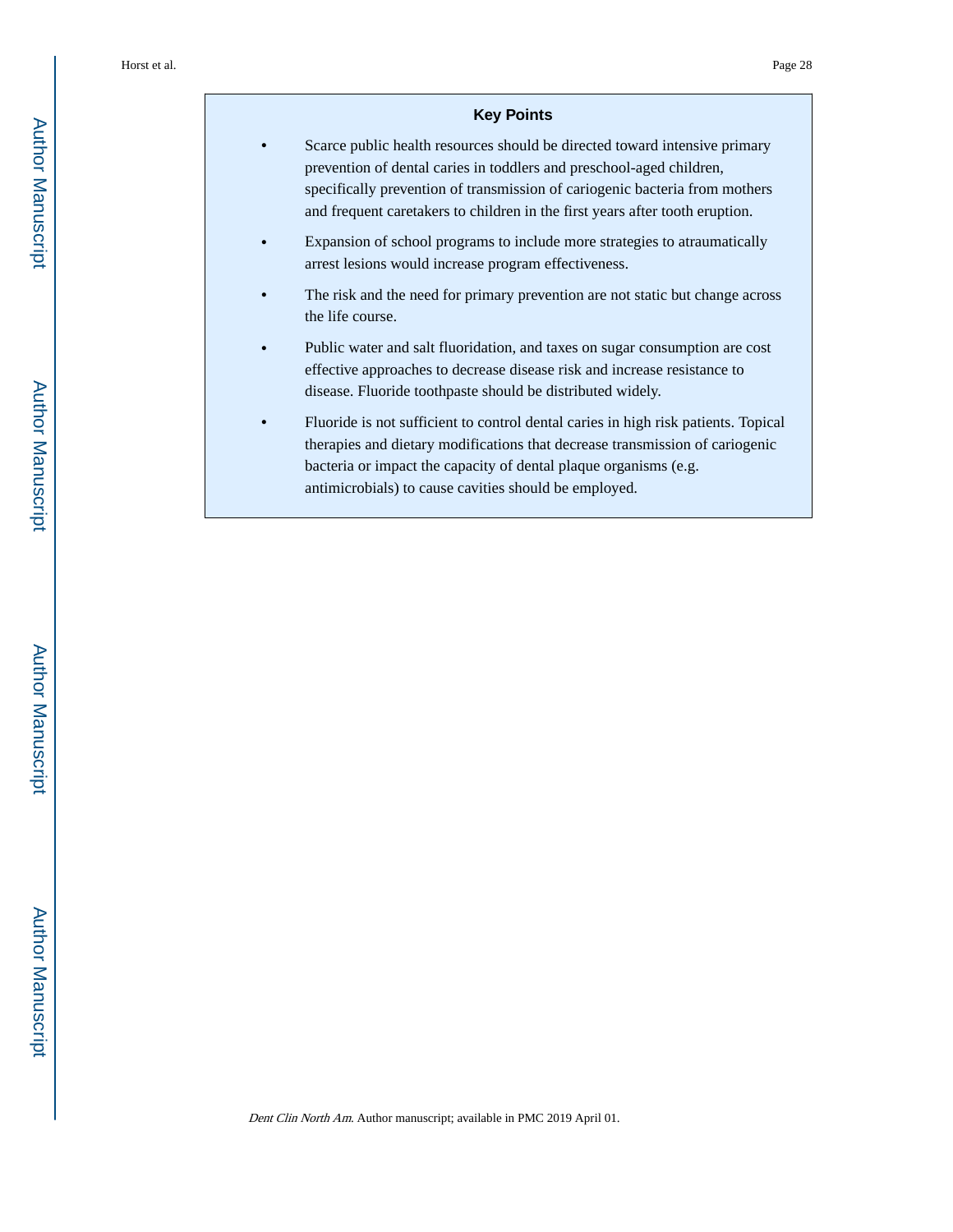## Key Points

- Scarce public health resources should be directed toward intensive primary prevention of dental caries in toddlers and preschool-aged children, specifically prevention of transmission of cariogenic bacteria from mothers and frequent caretakers to children in the first years after tooth eruption.
- Expansion of school programs to include more strategies to atraumatically arrest lesions would increase program effectiveness.
- The risk and the need for primary prevention are not static but change across the life course.
- Public water and salt fluoridation, and taxes on sugar consumption are cost effective approaches to decrease disease risk and increase resistance to disease. Fluoride toothpaste should be distributed widely.
- Fluoride is not sufficient to control dental caries in high risk patients. Topical therapies and dietary modifications that decrease transmission of cariogenic bacteria or impact the capacity of dental plaque organisms (e.g. antimicrobials) to cause cavities should be employed.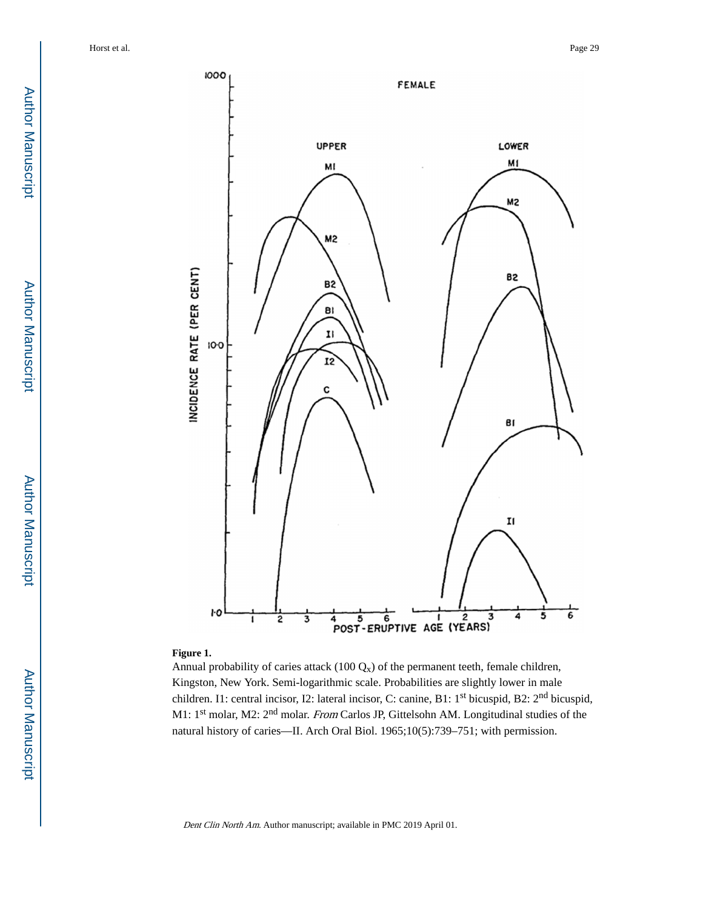**Figure 1.**

Annual probability of caries attack (100 $Q_x$) of the permanent teeth, female children, Kingston, New York. Semi-logarithmic scale. Probabilities are slightly lower in male children. I1: central incisor, I2: lateral incisor, C: canine, B1: 1st bicuspid, B2: 2nd bicuspid, M1: 1st molar, M2: 2nd molar. *From* Carlos JP, Gittelsohn AM. Longitudinal studies of the natural history of caries—II. Arch Oral Biol. 1965;10(5):739–751; with permission.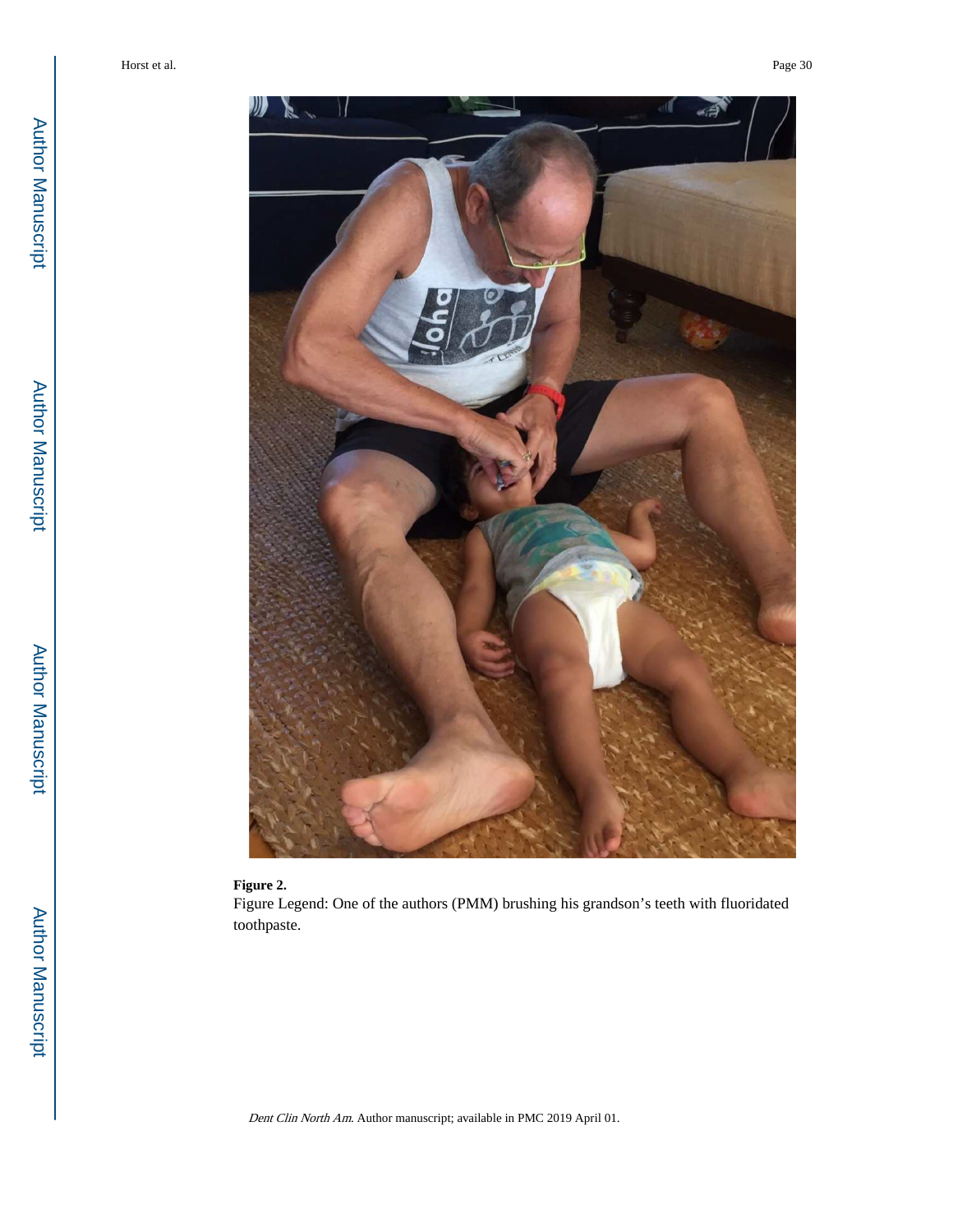**Figure 2.**

Figure Legend: One of the authors (PMM) brushing his grandson's teeth with fluoridated toothpaste.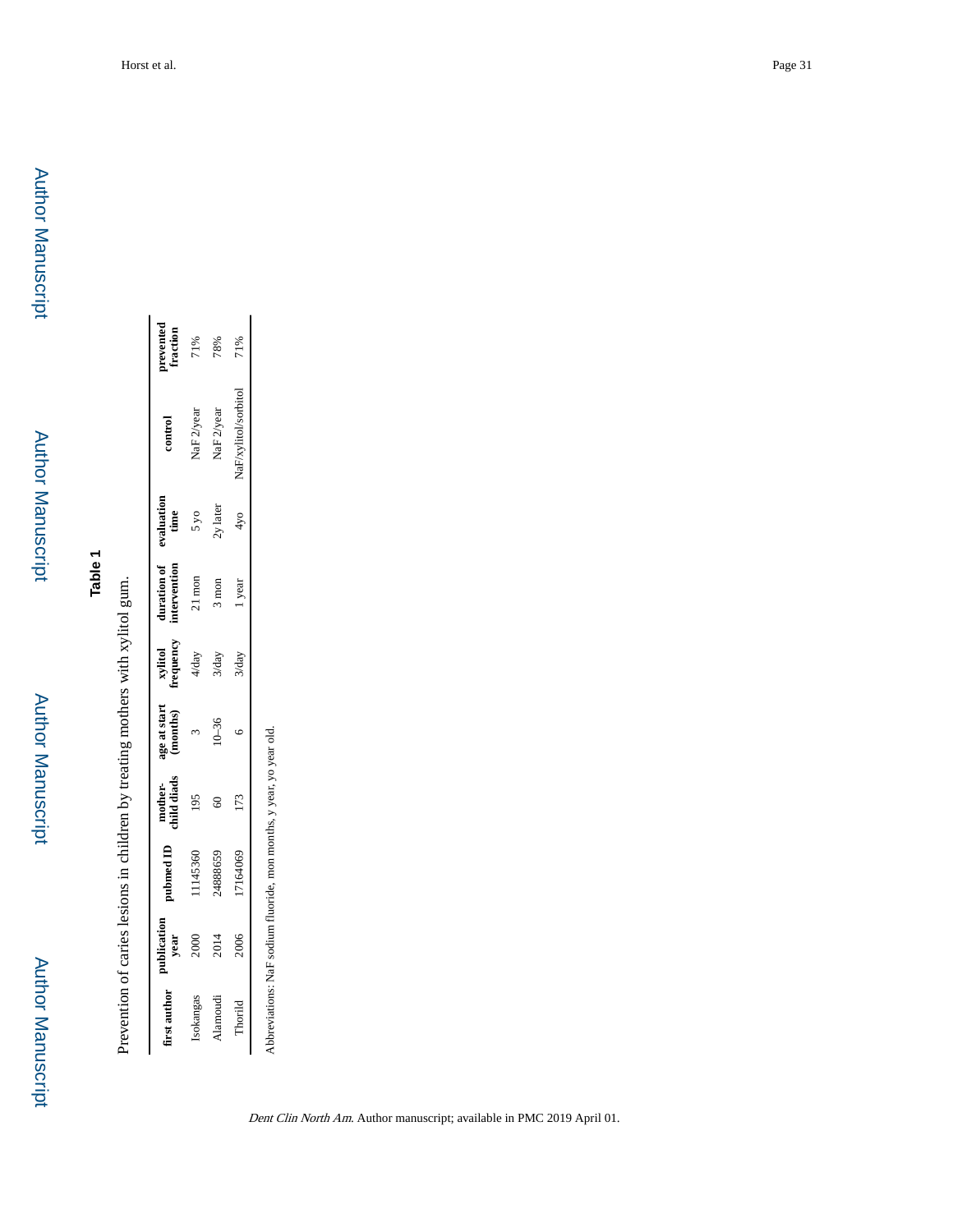## Table 1

Prevention of caries lesions in children by treating mothers with xylitol gum.

| first author | publication year | pubmed ID | mother-child diads | age at start (months) | xylitol frequency | duration of intervention | evaluation time | control | prevented fraction |
|---|---|---|---|---|---|---|---|---|---|
| Isokangas | 2000 | 11145360 | 195 | 3 | 4/day | 21 mon | 5 yo | NaF 2/year | 71% |
| Alamoudi | 2014 | 24888659 | 60 | 10–36 | 3/day | 3 mon | 2y later | NaF 2/year | 78% |
| Thorild | 2006 | 17164069 | 173 | 6 | 3/day | 1 year | 4yo | NaF/xylitol/sorbitol | 71% |

Abbreviations: NaF sodium fluoride, mon months, y year, yo year old.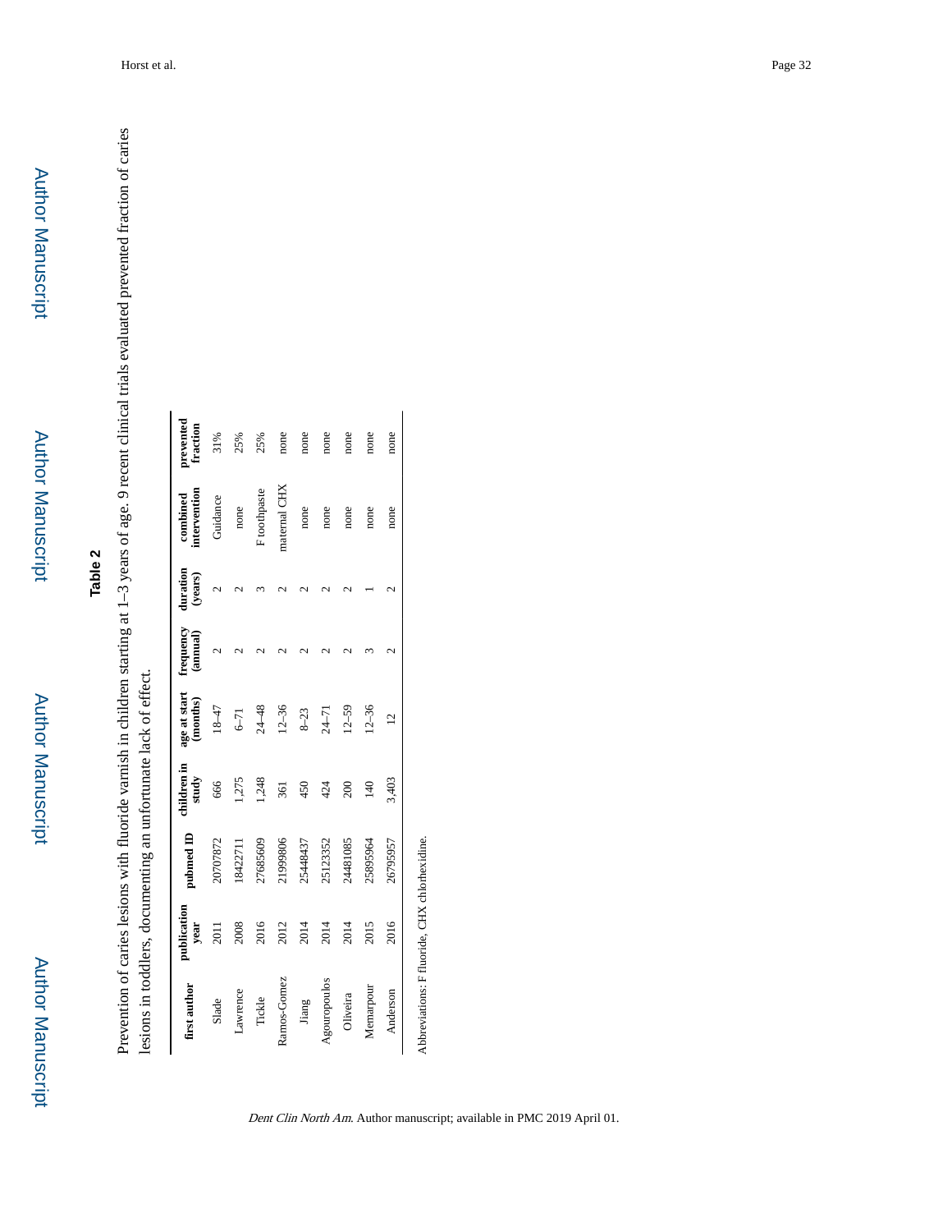## Table 2

Prevention of caries lesions with fluoride varnish in children starting at 1–3 years of age. 9 recent clinical trials evaluated prevented fraction of caries lesions in toddlers, documenting an unfortunate lack of effect.

| first author | publication year | pubmed ID | children in study | age at start (months) | frequency (annual) | duration (years) | combined intervention | prevented fraction |
|---|---|---|---|---|---|---|---|---|
| Slade | 2011 | 20707872 | 666 | 18–47 | 2 | 2 | Guidance | 31% |
| Lawrence | 2008 | 18422711 | 1,275 | 6–71 | 2 | 2 | none | 25% |
| Tickle | 2016 | 27685609 | 1,248 | 24–48 | 2 | 3 | F toothpaste | 25% |
| Ramos-Gomez | 2012 | 21999806 | 361 | 12–36 | 2 | 2 | maternal CHX | none |
| Jiang | 2014 | 25448437 | 450 | 8–23 | 2 | 2 | none | none |
| Agouropoulos | 2014 | 25123352 | 424 | 24–71 | 2 | 2 | none | none |
| Oliveira | 2014 | 24481085 | 200 | 12–59 | 2 | 2 | none | none |
| Memarpour | 2015 | 25895964 | 140 | 12–36 | 3 | 1 | none | none |
| Anderson | 2016 | 26795957 | 3,403 | 12 | 2 | 2 | none | none |

Abbreviations: F fluoride, CHX chlorhexidine.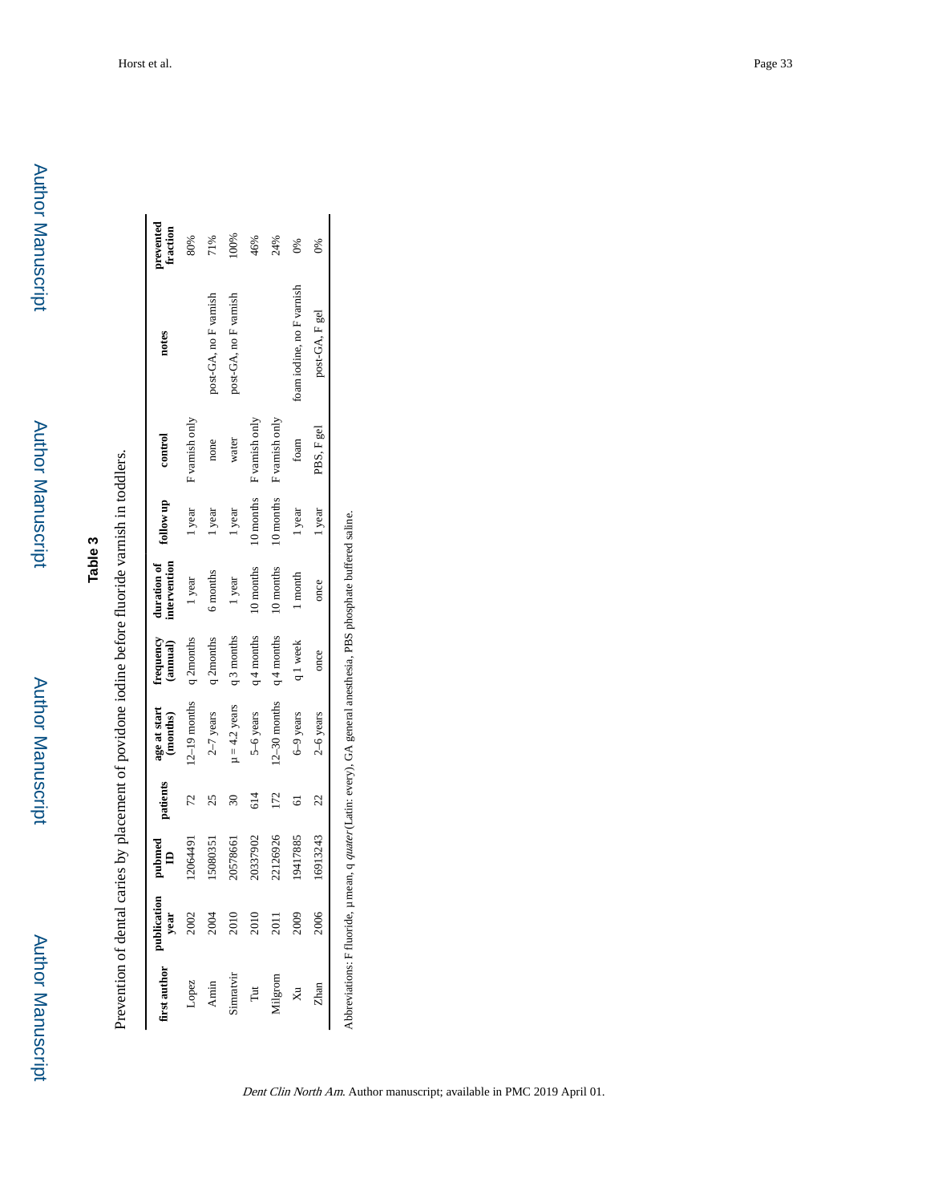**Table 3**

Prevention of dental caries by placement of povidone iodine before fluoride varnish in toddlers.

| first author | publication year | pubmed ID | patients | age at start (months) | frequency (annual) | duration of intervention | follow up | control | notes | prevented fraction |
|---|---|---|---|---|---|---|---|---|---|---|
| Lopez | 2002 | 12064491 | 72 | 12–19 months | q 2months | 1 year | 1 year | F varnish only | | 80% |
| Amin | 2004 | 15080351 | 25 | 2–7 years | q 2months | 6 months | 1 year | none | post-GA, no F varnish | 71% |
| Simratvir | 2010 | 20578661 | 30 | μ = 4.2 years | q 3 months | 1 year | 1 year | water | post-GA, no F varnish | 100% |
| Tut | 2010 | 20337902 | 614 | 5–6 years | q 4 months | 10 months | 10 months | F varnish only | | 46% |
| Milgrom | 2011 | 22126926 | 172 | 12–30 months | q 4 months | 10 months | 10 months | F varnish only | | 24% |
| Xu | 2009 | 19417885 | 61 | 6–9 years | q 1 week | 1 month | 1 year | foam | foam iodine, no F varnish | 0% |
| Zhan | 2006 | 16913243 | 22 | 2–6 years | once | once | 1 year | PBS, F gel | post-GA, F gel | 0% |

Abbreviations: F fluoride, μ mean, q *quater* (Latin: every), GA general anesthesia, PBS phosphate buffered saline.